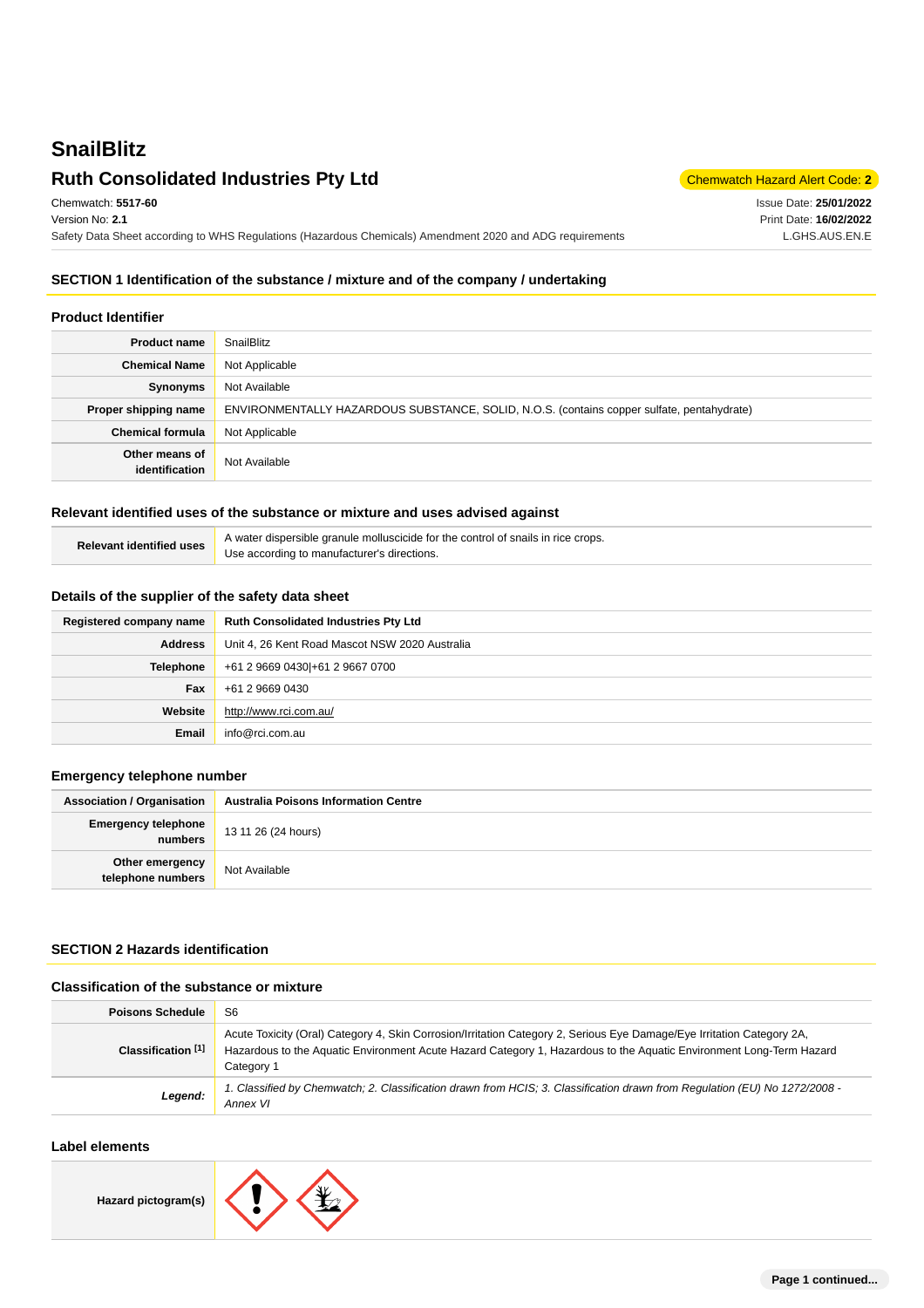# SnailBlitz

## Ruth Consolidated Industries Pty Ltd

Chemwatch Hazard Alert Code: **2**

Chemwatch: **5517-60**
Version No: **2.1**
Safety Data Sheet according to WHS Regulations (Hazardous Chemicals) Amendment 2020 and ADG requirements

Issue Date: **25/01/2022**
Print Date: **16/02/2022**
L.GHS.AUS.EN.E

## SECTION 1 Identification of the substance / mixture and of the company / undertaking

### Product Identifier

| | |
|---|---|
| **Product name** | SnailBlitz |
| **Chemical Name** | Not Applicable |
| **Synonyms** | Not Available |
| **Proper shipping name** | ENVIRONMENTALLY HAZARDOUS SUBSTANCE, SOLID, N.O.S. (contains copper sulfate, pentahydrate) |
| **Chemical formula** | Not Applicable |
| **Other means of identification** | Not Available |

### Relevant identified uses of the substance or mixture and uses advised against

| | |
|---|---|
| **Relevant identified uses** | A water dispersible granule molluscicide for the control of snails in rice crops.<br>Use according to manufacturer's directions. |

### Details of the supplier of the safety data sheet

| | |
|---|---|
| **Registered company name** | **Ruth Consolidated Industries Pty Ltd** |
| **Address** | Unit 4, 26 Kent Road Mascot NSW 2020 Australia |
| **Telephone** | +61 2 9669 0430\|+61 2 9667 0700 |
| **Fax** | +61 2 9669 0430 |
| **Website** | http://www.rci.com.au/ |
| **Email** | info@rci.com.au |

### Emergency telephone number

| | |
|---|---|
| **Association / Organisation** | **Australia Poisons Information Centre** |
| **Emergency telephone numbers** | 13 11 26 (24 hours) |
| **Other emergency telephone numbers** | Not Available |

## SECTION 2 Hazards identification

### Classification of the substance or mixture

| | |
|---|---|
| **Poisons Schedule** | S6 |
| **Classification [1]** | Acute Toxicity (Oral) Category 4, Skin Corrosion/Irritation Category 2, Serious Eye Damage/Eye Irritation Category 2A, Hazardous to the Aquatic Environment Acute Hazard Category 1, Hazardous to the Aquatic Environment Long-Term Hazard Category 1 |
| ***Legend:*** | *1. Classified by Chemwatch; 2. Classification drawn from HCIS; 3. Classification drawn from Regulation (EU) No 1272/2008 - Annex VI* |

### Label elements

| | |
|---|---|
| **Hazard pictogram(s)** | |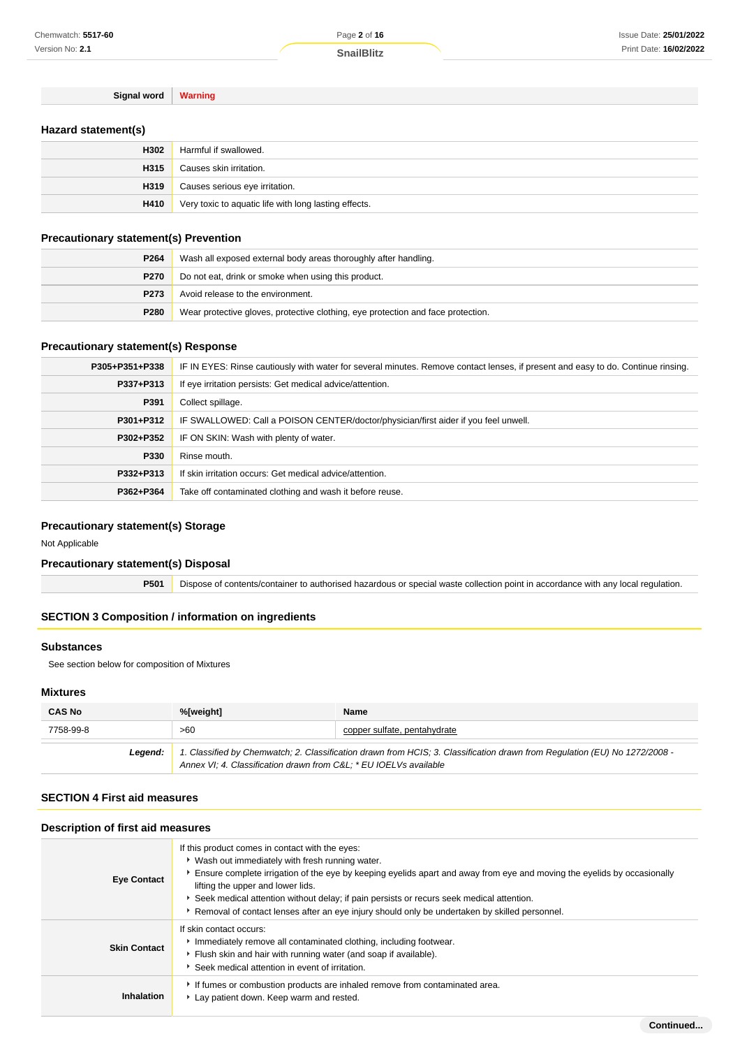| Signal word | Warning |
|---|---|

## Hazard statement(s)

| | |
|---|---|
| **H302** | Harmful if swallowed. |
| **H315** | Causes skin irritation. |
| **H319** | Causes serious eye irritation. |
| **H410** | Very toxic to aquatic life with long lasting effects. |

## Precautionary statement(s) Prevention

| | |
|---|---|
| **P264** | Wash all exposed external body areas thoroughly after handling. |
| **P270** | Do not eat, drink or smoke when using this product. |
| **P273** | Avoid release to the environment. |
| **P280** | Wear protective gloves, protective clothing, eye protection and face protection. |

## Precautionary statement(s) Response

| | |
|---|---|
| **P305+P351+P338** | IF IN EYES: Rinse cautiously with water for several minutes. Remove contact lenses, if present and easy to do. Continue rinsing. |
| **P337+P313** | If eye irritation persists: Get medical advice/attention. |
| **P391** | Collect spillage. |
| **P301+P312** | IF SWALLOWED: Call a POISON CENTER/doctor/physician/first aider if you feel unwell. |
| **P302+P352** | IF ON SKIN: Wash with plenty of water. |
| **P330** | Rinse mouth. |
| **P332+P313** | If skin irritation occurs: Get medical advice/attention. |
| **P362+P364** | Take off contaminated clothing and wash it before reuse. |

## Precautionary statement(s) Storage

Not Applicable

## Precautionary statement(s) Disposal

| | |
|---|---|
| **P501** | Dispose of contents/container to authorised hazardous or special waste collection point in accordance with any local regulation. |

## SECTION 3 Composition / information on ingredients

### Substances

See section below for composition of Mixtures

### Mixtures

| CAS No | %[weight] | Name |
|---|---|---|
| 7758-99-8 | >60 | copper sulfate, pentahydrate |
| ***Legend:*** | *1. Classified by Chemwatch; 2. Classification drawn from HCIS; 3. Classification drawn from Regulation (EU) No 1272/2008 - Annex VI; 4. Classification drawn from C&L; * EU IOELVs available* | |

## SECTION 4 First aid measures

### Description of first aid measures

| | |
|---|---|
| **Eye Contact** | If this product comes in contact with the eyes:<br>‣ Wash out immediately with fresh running water.<br>‣ Ensure complete irrigation of the eye by keeping eyelids apart and away from eye and moving the eyelids by occasionally lifting the upper and lower lids.<br>‣ Seek medical attention without delay; if pain persists or recurs seek medical attention.<br>‣ Removal of contact lenses after an eye injury should only be undertaken by skilled personnel. |
| **Skin Contact** | If skin contact occurs:<br>‣ Immediately remove all contaminated clothing, including footwear.<br>‣ Flush skin and hair with running water (and soap if available).<br>‣ Seek medical attention in event of irritation. |
| **Inhalation** | ‣ If fumes or combustion products are inhaled remove from contaminated area.<br>‣ Lay patient down. Keep warm and rested. |

Continued...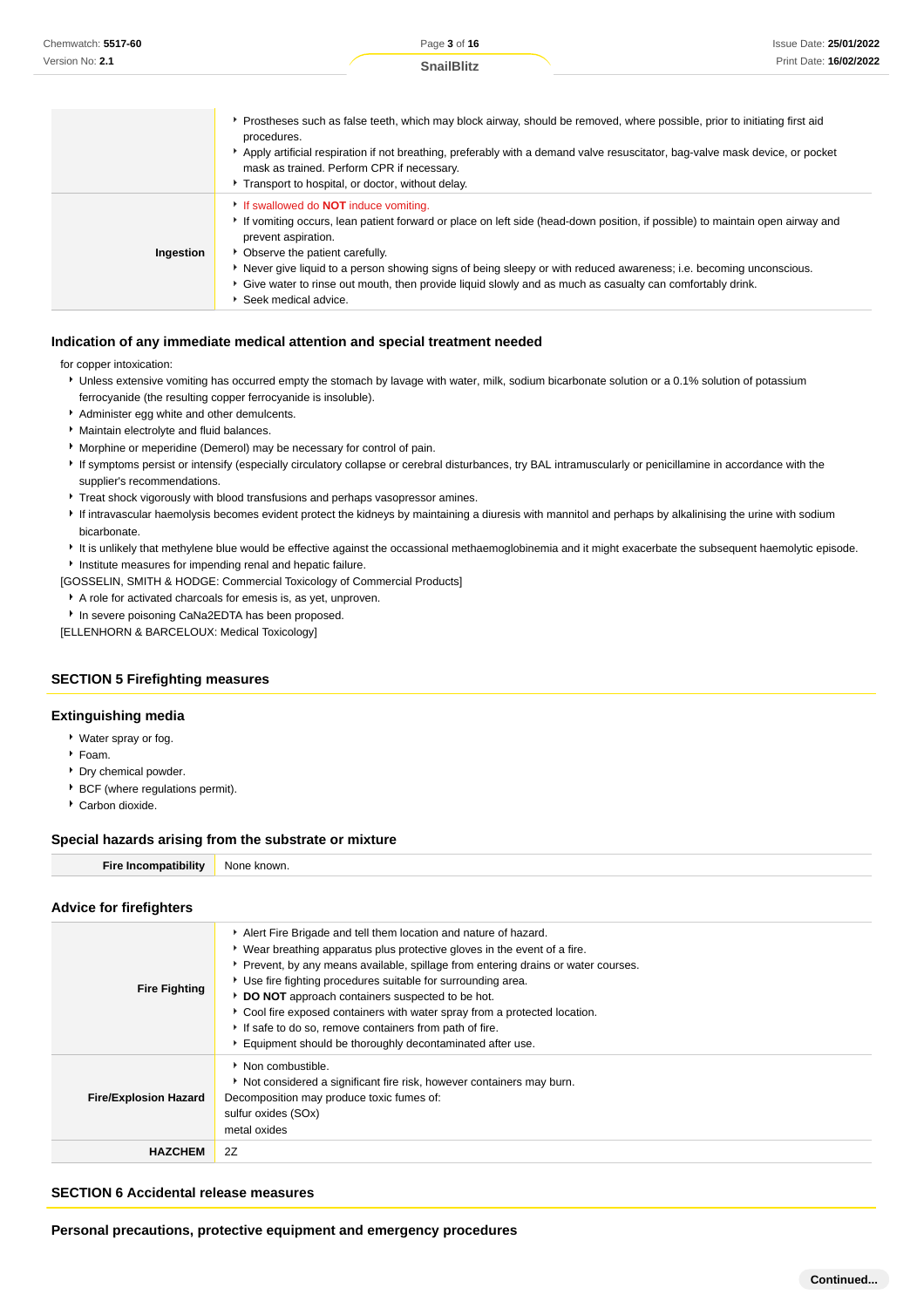| | |
|---|---|
| | - Prostheses such as false teeth, which may block airway, should be removed, where possible, prior to initiating first aid procedures.<br>- Apply artificial respiration if not breathing, preferably with a demand valve resuscitator, bag-valve mask device, or pocket mask as trained. Perform CPR if necessary.<br>- Transport to hospital, or doctor, without delay. |
| **Ingestion** | - If swallowed do **NOT** induce vomiting.<br>- If vomiting occurs, lean patient forward or place on left side (head-down position, if possible) to maintain open airway and prevent aspiration.<br>- Observe the patient carefully.<br>- Never give liquid to a person showing signs of being sleepy or with reduced awareness; i.e. becoming unconscious.<br>- Give water to rinse out mouth, then provide liquid slowly and as much as casualty can comfortably drink.<br>- Seek medical advice. |

### Indication of any immediate medical attention and special treatment needed

for copper intoxication:

- Unless extensive vomiting has occurred empty the stomach by lavage with water, milk, sodium bicarbonate solution or a 0.1% solution of potassium ferrocyanide (the resulting copper ferrocyanide is insoluble).
- Administer egg white and other demulcents.
- Maintain electrolyte and fluid balances.
- Morphine or meperidine (Demerol) may be necessary for control of pain.
- If symptoms persist or intensify (especially circulatory collapse or cerebral disturbances, try BAL intramuscularly or penicillamine in accordance with the supplier's recommendations.
- Treat shock vigorously with blood transfusions and perhaps vasopressor amines.
- If intravascular haemolysis becomes evident protect the kidneys by maintaining a diuresis with mannitol and perhaps by alkalinising the urine with sodium bicarbonate.
- It is unlikely that methylene blue would be effective against the occassional methaemoglobinemia and it might exacerbate the subsequent haemolytic episode.
- Institute measures for impending renal and hepatic failure.

[GOSSELIN, SMITH & HODGE: Commercial Toxicology of Commercial Products]

- A role for activated charcoals for emesis is, as yet, unproven.
- In severe poisoning CaNa2EDTA has been proposed.

[ELLENHORN & BARCELOUX: Medical Toxicology]

## SECTION 5 Firefighting measures

### Extinguishing media

- Water spray or fog.
- Foam.
- Dry chemical powder.
- BCF (where regulations permit).
- Carbon dioxide.

### Special hazards arising from the substrate or mixture

| | |
|---|---|
| **Fire Incompatibility** | None known. |

### Advice for firefighters

| | |
|---|---|
| **Fire Fighting** | - Alert Fire Brigade and tell them location and nature of hazard.<br>- Wear breathing apparatus plus protective gloves in the event of a fire.<br>- Prevent, by any means available, spillage from entering drains or water courses.<br>- Use fire fighting procedures suitable for surrounding area.<br>- **DO NOT** approach containers suspected to be hot.<br>- Cool fire exposed containers with water spray from a protected location.<br>- If safe to do so, remove containers from path of fire.<br>- Equipment should be thoroughly decontaminated after use. |
| **Fire/Explosion Hazard** | - Non combustible.<br>- Not considered a significant fire risk, however containers may burn.<br>Decomposition may produce toxic fumes of:<br>sulfur oxides (SOx)<br>metal oxides |
| **HAZCHEM** | 2Z |

## SECTION 6 Accidental release measures

### Personal precautions, protective equipment and emergency procedures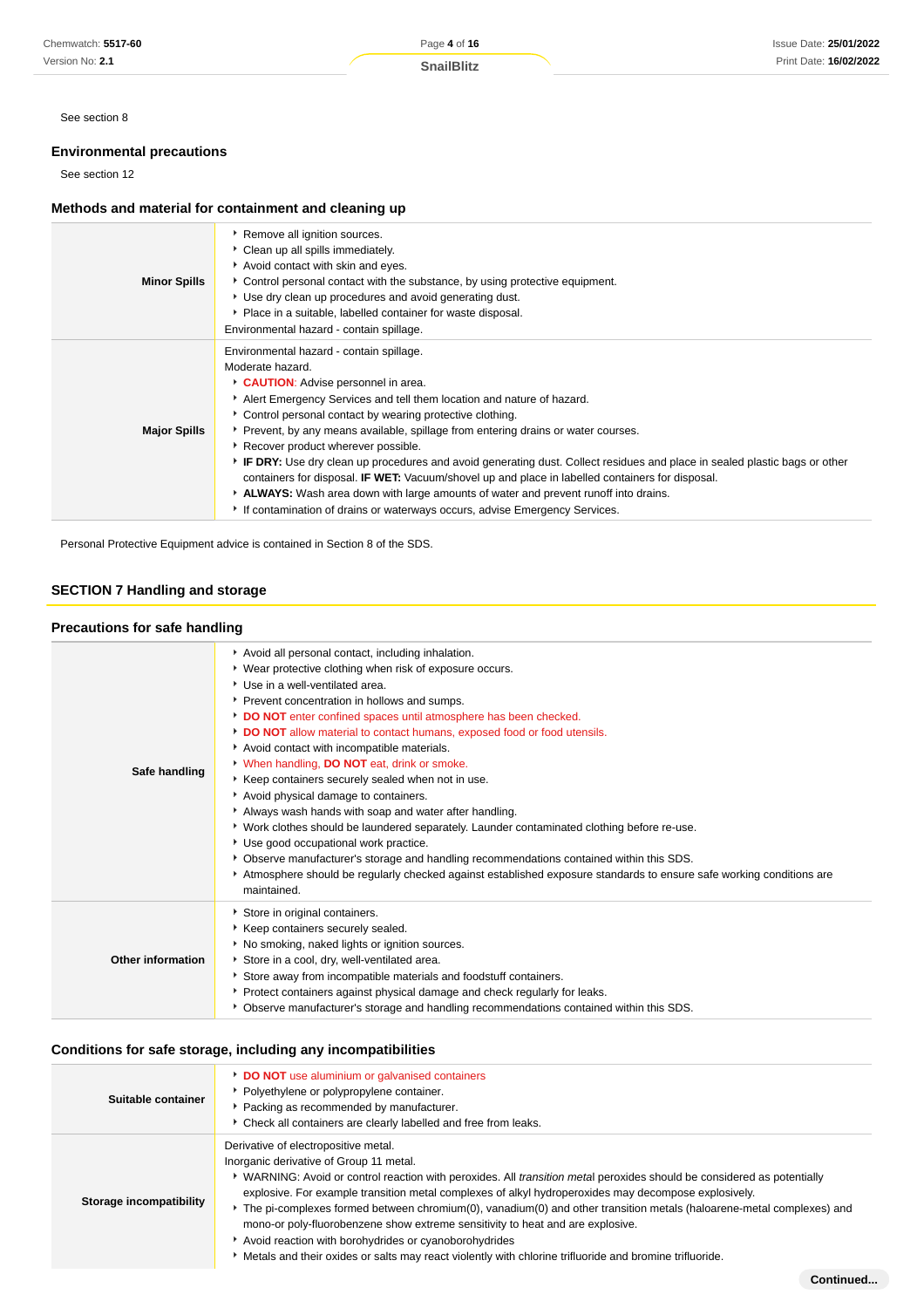See section 8

### Environmental precautions

See section 12

### Methods and material for containment and cleaning up

| | |
|---|---|
| **Minor Spills** | - Remove all ignition sources.<br>- Clean up all spills immediately.<br>- Avoid contact with skin and eyes.<br>- Control personal contact with the substance, by using protective equipment.<br>- Use dry clean up procedures and avoid generating dust.<br>- Place in a suitable, labelled container for waste disposal.<br>Environmental hazard - contain spillage. |
| **Major Spills** | Environmental hazard - contain spillage.<br>Moderate hazard.<br>- **CAUTION**: Advise personnel in area.<br>- Alert Emergency Services and tell them location and nature of hazard.<br>- Control personal contact by wearing protective clothing.<br>- Prevent, by any means available, spillage from entering drains or water courses.<br>- Recover product wherever possible.<br>- **IF DRY:** Use dry clean up procedures and avoid generating dust. Collect residues and place in sealed plastic bags or other containers for disposal. **IF WET:** Vacuum/shovel up and place in labelled containers for disposal.<br>- **ALWAYS:** Wash area down with large amounts of water and prevent runoff into drains.<br>- If contamination of drains or waterways occurs, advise Emergency Services. |

Personal Protective Equipment advice is contained in Section 8 of the SDS.

## SECTION 7 Handling and storage

### Precautions for safe handling

| | |
|---|---|
| **Safe handling** | - Avoid all personal contact, including inhalation.<br>- Wear protective clothing when risk of exposure occurs.<br>- Use in a well-ventilated area.<br>- Prevent concentration in hollows and sumps.<br>- **DO NOT** enter confined spaces until atmosphere has been checked.<br>- **DO NOT** allow material to contact humans, exposed food or food utensils.<br>- Avoid contact with incompatible materials.<br>- When handling, **DO NOT** eat, drink or smoke.<br>- Keep containers securely sealed when not in use.<br>- Avoid physical damage to containers.<br>- Always wash hands with soap and water after handling.<br>- Work clothes should be laundered separately. Launder contaminated clothing before re-use.<br>- Use good occupational work practice.<br>- Observe manufacturer's storage and handling recommendations contained within this SDS.<br>- Atmosphere should be regularly checked against established exposure standards to ensure safe working conditions are maintained. |
| **Other information** | - Store in original containers.<br>- Keep containers securely sealed.<br>- No smoking, naked lights or ignition sources.<br>- Store in a cool, dry, well-ventilated area.<br>- Store away from incompatible materials and foodstuff containers.<br>- Protect containers against physical damage and check regularly for leaks.<br>- Observe manufacturer's storage and handling recommendations contained within this SDS. |

### Conditions for safe storage, including any incompatibilities

| | |
|---|---|
| **Suitable container** | - **DO NOT** use aluminium or galvanised containers<br>- Polyethylene or polypropylene container.<br>- Packing as recommended by manufacturer.<br>- Check all containers are clearly labelled and free from leaks. |
| **Storage incompatibility** | Derivative of electropositive metal.<br>Inorganic derivative of Group 11 metal.<br>- WARNING: Avoid or control reaction with peroxides. All *transition meta*l peroxides should be considered as potentially explosive. For example transition metal complexes of alkyl hydroperoxides may decompose explosively.<br>- The pi-complexes formed between chromium(0), vanadium(0) and other transition metals (haloarene-metal complexes) and mono-or poly-fluorobenzene show extreme sensitivity to heat and are explosive.<br>- Avoid reaction with borohydrides or cyanoborohydrides<br>- Metals and their oxides or salts may react violently with chlorine trifluoride and bromine trifluoride. |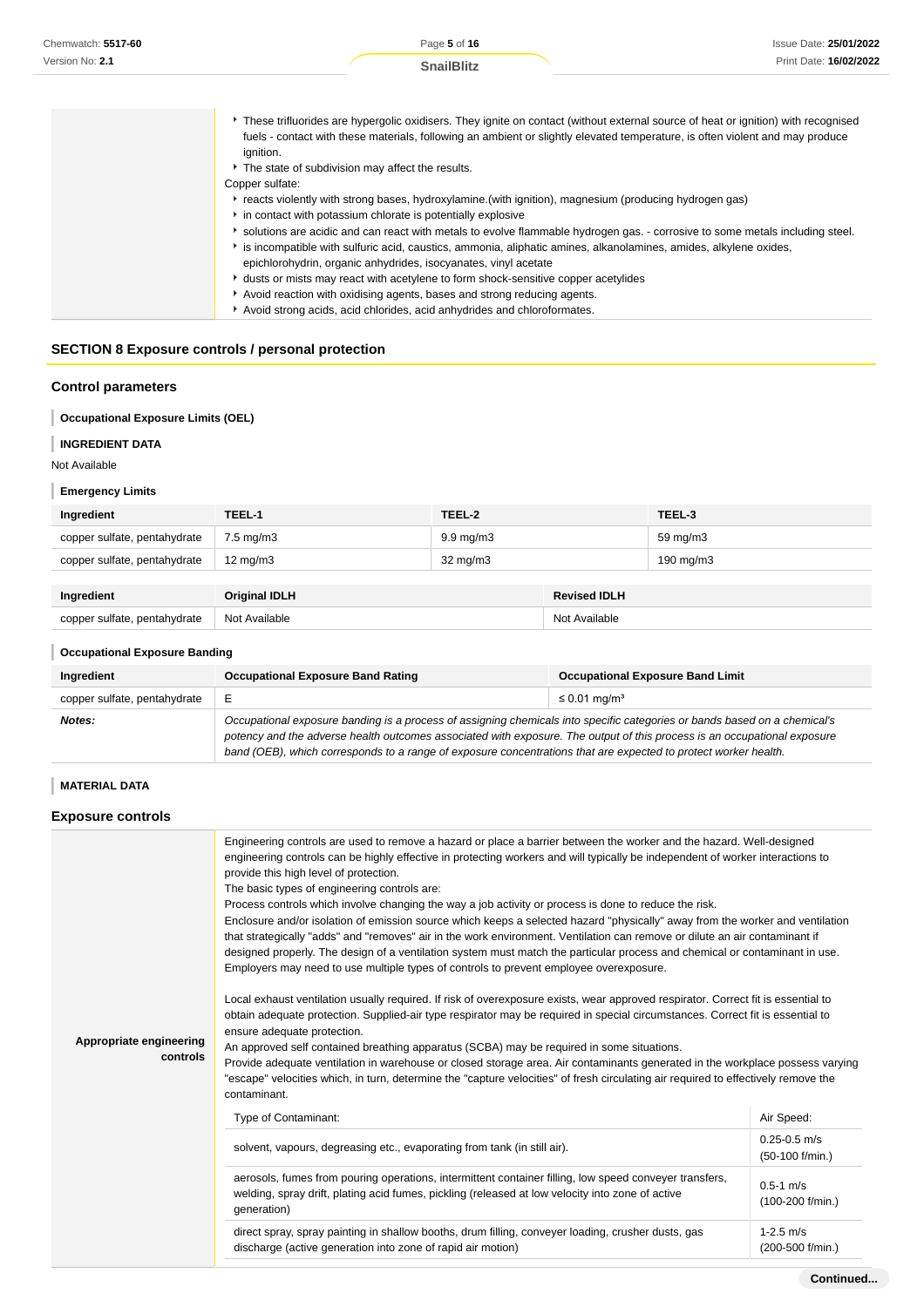| | |
|---|---|
| | - These trifluorides are hypergolic oxidisers. They ignite on contact (without external source of heat or ignition) with recognised fuels - contact with these materials, following an ambient or slightly elevated temperature, is often violent and may produce ignition.<br>- The state of subdivision may affect the results.<br>Copper sulfate:<br>- reacts violently with strong bases, hydroxylamine.(with ignition), magnesium (producing hydrogen gas)<br>- in contact with potassium chlorate is potentially explosive<br>- solutions are acidic and can react with metals to evolve flammable hydrogen gas. - corrosive to some metals including steel.<br>- is incompatible with sulfuric acid, caustics, ammonia, aliphatic amines, alkanolamines, amides, alkylene oxides, epichlorohydrin, organic anhydrides, isocyanates, vinyl acetate<br>- dusts or mists may react with acetylene to form shock-sensitive copper acetylides<br>- Avoid reaction with oxidising agents, bases and strong reducing agents.<br>- Avoid strong acids, acid chlorides, acid anhydrides and chloroformates. |

## SECTION 8 Exposure controls / personal protection

### Control parameters

**Occupational Exposure Limits (OEL)**

**INGREDIENT DATA**

Not Available

**Emergency Limits**

| Ingredient | TEEL-1 | TEEL-2 | TEEL-3 |
|---|---|---|---|
| copper sulfate, pentahydrate | 7.5 mg/m3 | 9.9 mg/m3 | 59 mg/m3 |
| copper sulfate, pentahydrate | 12 mg/m3 | 32 mg/m3 | 190 mg/m3 |

| Ingredient | Original IDLH | Revised IDLH |
|---|---|---|
| copper sulfate, pentahydrate | Not Available | Not Available |

**Occupational Exposure Banding**

| Ingredient | Occupational Exposure Band Rating | Occupational Exposure Band Limit |
|---|---|---|
| copper sulfate, pentahydrate | E | ≤ 0.01 mg/m³ |
| ***Notes:*** | *Occupational exposure banding is a process of assigning chemicals into specific categories or bands based on a chemical's potency and the adverse health outcomes associated with exposure. The output of this process is an occupational exposure band (OEB), which corresponds to a range of exposure concentrations that are expected to protect worker health.* | |

**MATERIAL DATA**

### Exposure controls

| | |
|---|---|
| **Appropriate engineering controls** | Engineering controls are used to remove a hazard or place a barrier between the worker and the hazard. Well-designed engineering controls can be highly effective in protecting workers and will typically be independent of worker interactions to provide this high level of protection.<br>The basic types of engineering controls are:<br>Process controls which involve changing the way a job activity or process is done to reduce the risk.<br>Enclosure and/or isolation of emission source which keeps a selected hazard "physically" away from the worker and ventilation that strategically "adds" and "removes" air in the work environment. Ventilation can remove or dilute an air contaminant if designed properly. The design of a ventilation system must match the particular process and chemical or contaminant in use.<br>Employers may need to use multiple types of controls to prevent employee overexposure.<br><br>Local exhaust ventilation usually required. If risk of overexposure exists, wear approved respirator. Correct fit is essential to obtain adequate protection. Supplied-air type respirator may be required in special circumstances. Correct fit is essential to ensure adequate protection.<br>An approved self contained breathing apparatus (SCBA) may be required in some situations.<br>Provide adequate ventilation in warehouse or closed storage area. Air contaminants generated in the workplace possess varying "escape" velocities which, in turn, determine the "capture velocities" of fresh circulating air required to effectively remove the contaminant. |

| Type of Contaminant: | Air Speed: |
|---|---|
| solvent, vapours, degreasing etc., evaporating from tank (in still air). | 0.25-0.5 m/s (50-100 f/min.) |
| aerosols, fumes from pouring operations, intermittent container filling, low speed conveyer transfers, welding, spray drift, plating acid fumes, pickling (released at low velocity into zone of active generation) | 0.5-1 m/s (100-200 f/min.) |
| direct spray, spray painting in shallow booths, drum filling, conveyer loading, crusher dusts, gas discharge (active generation into zone of rapid air motion) | 1-2.5 m/s (200-500 f/min.) |

**Continued...**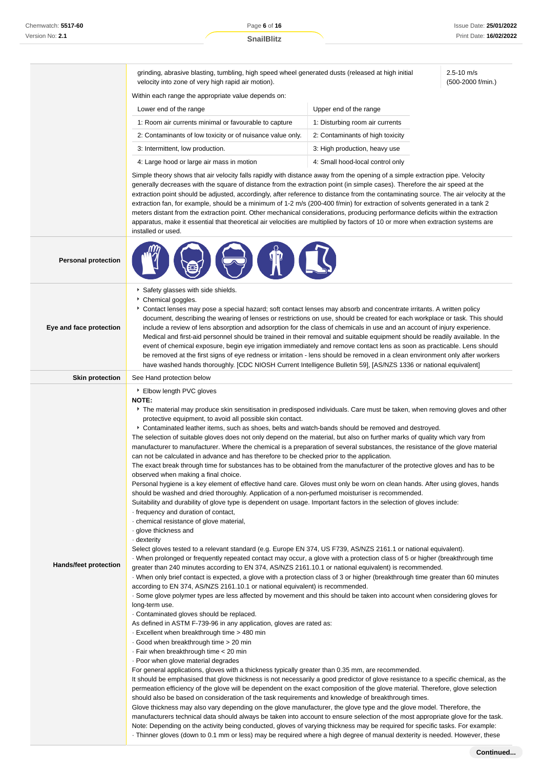| | | |
|---|---|---|
| | grinding, abrasive blasting, tumbling, high speed wheel generated dusts (released at high initial velocity into zone of very high rapid air motion). | 2.5-10 m/s (500-2000 f/min.) |

Within each range the appropriate value depends on:

| Lower end of the range | Upper end of the range |
|---|---|
| 1: Room air currents minimal or favourable to capture | 1: Disturbing room air currents |
| 2: Contaminants of low toxicity or of nuisance value only. | 2: Contaminants of high toxicity |
| 3: Intermittent, low production. | 3: High production, heavy use |
| 4: Large hood or large air mass in motion | 4: Small hood-local control only |

Simple theory shows that air velocity falls rapidly with distance away from the opening of a simple extraction pipe. Velocity generally decreases with the square of distance from the extraction point (in simple cases). Therefore the air speed at the extraction point should be adjusted, accordingly, after reference to distance from the contaminating source. The air velocity at the extraction fan, for example, should be a minimum of 1-2 m/s (200-400 f/min) for extraction of solvents generated in a tank 2 meters distant from the extraction point. Other mechanical considerations, producing performance deficits within the extraction apparatus, make it essential that theoretical air velocities are multiplied by factors of 10 or more when extraction systems are installed or used.

**Personal protection**

**Eye and face protection**

- Safety glasses with side shields.
- Chemical goggles.
- Contact lenses may pose a special hazard; soft contact lenses may absorb and concentrate irritants. A written policy document, describing the wearing of lenses or restrictions on use, should be created for each workplace or task. This should include a review of lens absorption and adsorption for the class of chemicals in use and an account of injury experience. Medical and first-aid personnel should be trained in their removal and suitable equipment should be readily available. In the event of chemical exposure, begin eye irrigation immediately and remove contact lens as soon as practicable. Lens should be removed at the first signs of eye redness or irritation - lens should be removed in a clean environment only after workers have washed hands thoroughly. [CDC NIOSH Current Intelligence Bulletin 59], [AS/NZS 1336 or national equivalent]

**Skin protection**

See Hand protection below

**Hands/feet protection**

- Elbow length PVC gloves

**NOTE:**

- The material may produce skin sensitisation in predisposed individuals. Care must be taken, when removing gloves and other protective equipment, to avoid all possible skin contact.
- Contaminated leather items, such as shoes, belts and watch-bands should be removed and destroyed.

The selection of suitable gloves does not only depend on the material, but also on further marks of quality which vary from manufacturer to manufacturer. Where the chemical is a preparation of several substances, the resistance of the glove material can not be calculated in advance and has therefore to be checked prior to the application.

The exact break through time for substances has to be obtained from the manufacturer of the protective gloves and has to be observed when making a final choice.

Personal hygiene is a key element of effective hand care. Gloves must only be worn on clean hands. After using gloves, hands should be washed and dried thoroughly. Application of a non-perfumed moisturiser is recommended.

Suitability and durability of glove type is dependent on usage. Important factors in the selection of gloves include:

· frequency and duration of contact,
· chemical resistance of glove material,
· glove thickness and
· dexterity

Select gloves tested to a relevant standard (e.g. Europe EN 374, US F739, AS/NZS 2161.1 or national equivalent).

· When prolonged or frequently repeated contact may occur, a glove with a protection class of 5 or higher (breakthrough time greater than 240 minutes according to EN 374, AS/NZS 2161.10.1 or national equivalent) is recommended.

· When only brief contact is expected, a glove with a protection class of 3 or higher (breakthrough time greater than 60 minutes according to EN 374, AS/NZS 2161.10.1 or national equivalent) is recommended.

· Some glove polymer types are less affected by movement and this should be taken into account when considering gloves for long-term use.

· Contaminated gloves should be replaced.

As defined in ASTM F-739-96 in any application, gloves are rated as:

· Excellent when breakthrough time > 480 min
· Good when breakthrough time > 20 min
· Fair when breakthrough time < 20 min
· Poor when glove material degrades

For general applications, gloves with a thickness typically greater than 0.35 mm, are recommended.

It should be emphasised that glove thickness is not necessarily a good predictor of glove resistance to a specific chemical, as the permeation efficiency of the glove will be dependent on the exact composition of the glove material. Therefore, glove selection should also be based on consideration of the task requirements and knowledge of breakthrough times.

Glove thickness may also vary depending on the glove manufacturer, the glove type and the glove model. Therefore, the manufacturers technical data should always be taken into account to ensure selection of the most appropriate glove for the task.

Note: Depending on the activity being conducted, gloves of varying thickness may be required for specific tasks. For example:

· Thinner gloves (down to 0.1 mm or less) may be required where a high degree of manual dexterity is needed. However, these

**Continued...**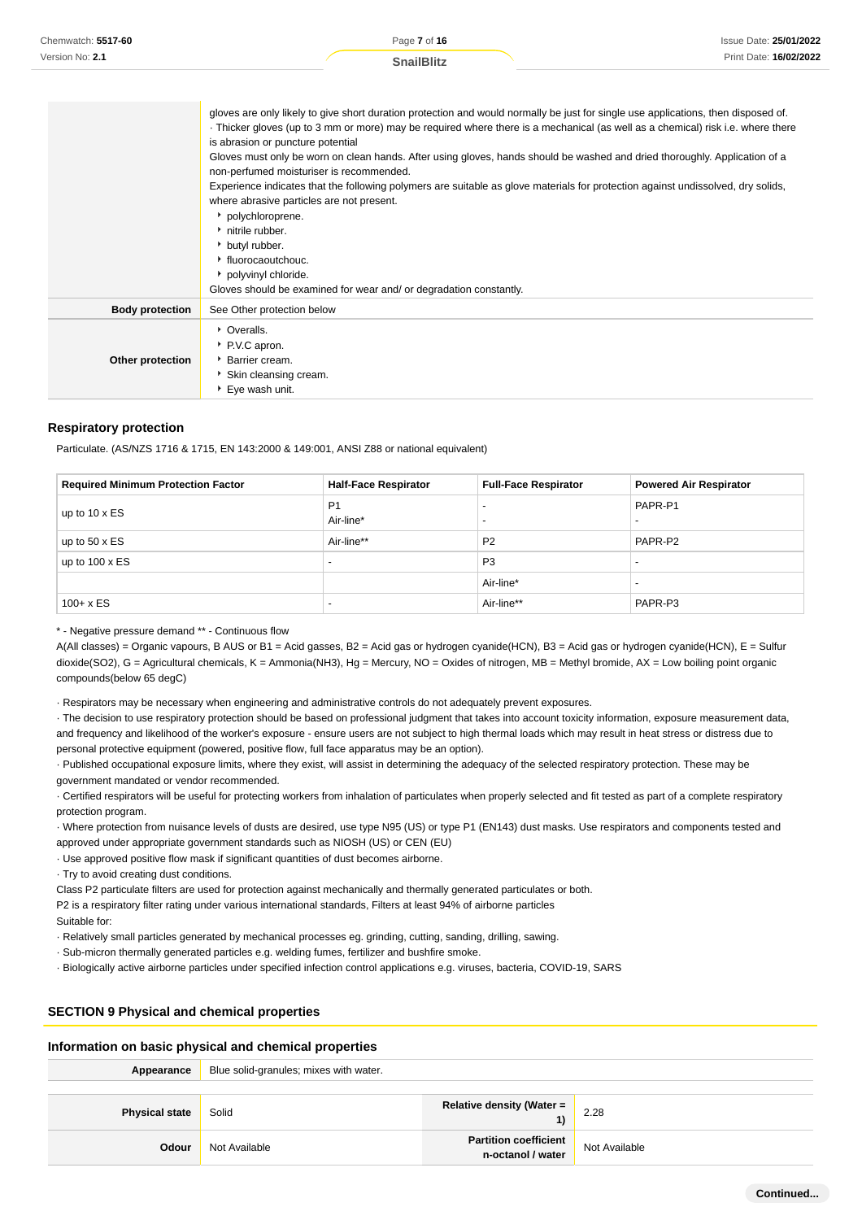| | |
|---|---|
| | gloves are only likely to give short duration protection and would normally be just for single use applications, then disposed of.<br>· Thicker gloves (up to 3 mm or more) may be required where there is a mechanical (as well as a chemical) risk i.e. where there is abrasion or puncture potential<br>Gloves must only be worn on clean hands. After using gloves, hands should be washed and dried thoroughly. Application of a non-perfumed moisturiser is recommended.<br>Experience indicates that the following polymers are suitable as glove materials for protection against undissolved, dry solids, where abrasive particles are not present.<br>‣ polychloroprene.<br>‣ nitrile rubber.<br>‣ butyl rubber.<br>‣ fluorocaoutchouc.<br>‣ polyvinyl chloride.<br>Gloves should be examined for wear and/ or degradation constantly. |
| **Body protection** | See Other protection below |
| **Other protection** | ‣ Overalls.<br>‣ P.V.C apron.<br>‣ Barrier cream.<br>‣ Skin cleansing cream.<br>‣ Eye wash unit. |

### Respiratory protection

Particulate. (AS/NZS 1716 & 1715, EN 143:2000 & 149:001, ANSI Z88 or national equivalent)

| Required Minimum Protection Factor | Half-Face Respirator | Full-Face Respirator | Powered Air Respirator |
|---|---|---|---|
| up to 10 x ES | P1<br>Air-line* | -<br>- | PAPR-P1<br>- |
| up to 50 x ES | Air-line** | P2 | PAPR-P2 |
| up to 100 x ES | - | P3 | - |
| | | Air-line* | - |
| 100+ x ES | - | Air-line** | PAPR-P3 |

* - Negative pressure demand ** - Continuous flow

A(All classes) = Organic vapours, B AUS or B1 = Acid gasses, B2 = Acid gas or hydrogen cyanide(HCN), B3 = Acid gas or hydrogen cyanide(HCN), E = Sulfur dioxide(SO2), G = Agricultural chemicals, K = Ammonia(NH3), Hg = Mercury, NO = Oxides of nitrogen, MB = Methyl bromide, AX = Low boiling point organic compounds(below 65 degC)

· Respirators may be necessary when engineering and administrative controls do not adequately prevent exposures.
· The decision to use respiratory protection should be based on professional judgment that takes into account toxicity information, exposure measurement data, and frequency and likelihood of the worker's exposure - ensure users are not subject to high thermal loads which may result in heat stress or distress due to personal protective equipment (powered, positive flow, full face apparatus may be an option).
· Published occupational exposure limits, where they exist, will assist in determining the adequacy of the selected respiratory protection. These may be government mandated or vendor recommended.
· Certified respirators will be useful for protecting workers from inhalation of particulates when properly selected and fit tested as part of a complete respiratory protection program.
· Where protection from nuisance levels of dusts are desired, use type N95 (US) or type P1 (EN143) dust masks. Use respirators and components tested and approved under appropriate government standards such as NIOSH (US) or CEN (EU)
· Use approved positive flow mask if significant quantities of dust becomes airborne.
· Try to avoid creating dust conditions.
Class P2 particulate filters are used for protection against mechanically and thermally generated particulates or both.
P2 is a respiratory filter rating under various international standards, Filters at least 94% of airborne particles
Suitable for:
· Relatively small particles generated by mechanical processes eg. grinding, cutting, sanding, drilling, sawing.
· Sub-micron thermally generated particles e.g. welding fumes, fertilizer and bushfire smoke.
· Biologically active airborne particles under specified infection control applications e.g. viruses, bacteria, COVID-19, SARS

## SECTION 9 Physical and chemical properties

### Information on basic physical and chemical properties

| | | | |
|---|---|---|---|
| **Appearance** | Blue solid-granules; mixes with water. | | |
| **Physical state** | Solid | **Relative density (Water = 1)** | 2.28 |
| **Odour** | Not Available | **Partition coefficient n-octanol / water** | Not Available |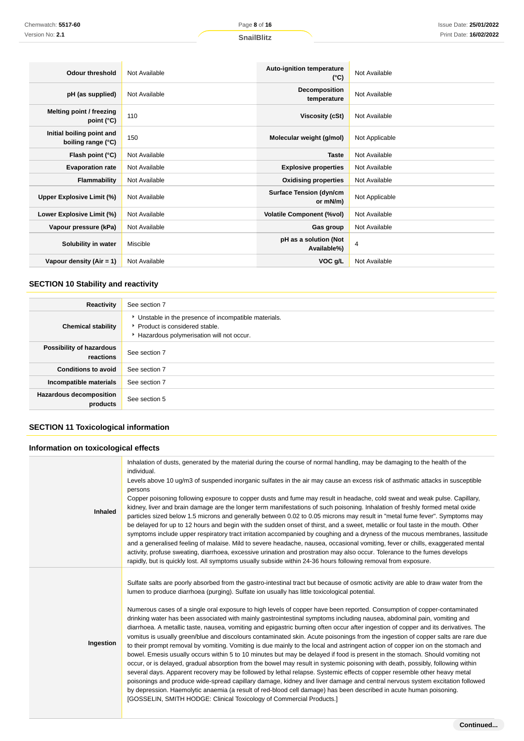| | | | |
|---|---|---|---|
| **Odour threshold** | Not Available | **Auto-ignition temperature (°C)** | Not Available |
| **pH (as supplied)** | Not Available | **Decomposition temperature** | Not Available |
| **Melting point / freezing point (°C)** | 110 | **Viscosity (cSt)** | Not Available |
| **Initial boiling point and boiling range (°C)** | 150 | **Molecular weight (g/mol)** | Not Applicable |
| **Flash point (°C)** | Not Available | **Taste** | Not Available |
| **Evaporation rate** | Not Available | **Explosive properties** | Not Available |
| **Flammability** | Not Available | **Oxidising properties** | Not Available |
| **Upper Explosive Limit (%)** | Not Available | **Surface Tension (dyn/cm or mN/m)** | Not Applicable |
| **Lower Explosive Limit (%)** | Not Available | **Volatile Component (%vol)** | Not Available |
| **Vapour pressure (kPa)** | Not Available | **Gas group** | Not Available |
| **Solubility in water** | Miscible | **pH as a solution (Not Available%)** | 4 |
| **Vapour density (Air = 1)** | Not Available | **VOC g/L** | Not Available |

## SECTION 10 Stability and reactivity

| | |
|---|---|
| **Reactivity** | See section 7 |
| **Chemical stability** | ‣ Unstable in the presence of incompatible materials.<br>‣ Product is considered stable.<br>‣ Hazardous polymerisation will not occur. |
| **Possibility of hazardous reactions** | See section 7 |
| **Conditions to avoid** | See section 7 |
| **Incompatible materials** | See section 7 |
| **Hazardous decomposition products** | See section 5 |

## SECTION 11 Toxicological information

### Information on toxicological effects

| | |
|---|---|
| **Inhaled** | Inhalation of dusts, generated by the material during the course of normal handling, may be damaging to the health of the individual.<br>Levels above 10 ug/m3 of suspended inorganic sulfates in the air may cause an excess risk of asthmatic attacks in susceptible persons<br>Copper poisoning following exposure to copper dusts and fume may result in headache, cold sweat and weak pulse. Capillary, kidney, liver and brain damage are the longer term manifestations of such poisoning. Inhalation of freshly formed metal oxide particles sized below 1.5 microns and generally between 0.02 to 0.05 microns may result in "metal fume fever". Symptoms may be delayed for up to 12 hours and begin with the sudden onset of thirst, and a sweet, metallic or foul taste in the mouth. Other symptoms include upper respiratory tract irritation accompanied by coughing and a dryness of the mucous membranes, lassitude and a generalised feeling of malaise. Mild to severe headache, nausea, occasional vomiting, fever or chills, exaggerated mental activity, profuse sweating, diarrhoea, excessive urination and prostration may also occur. Tolerance to the fumes develops rapidly, but is quickly lost. All symptoms usually subside within 24-36 hours following removal from exposure. |
| **Ingestion** | Sulfate salts are poorly absorbed from the gastro-intestinal tract but because of osmotic activity are able to draw water from the lumen to produce diarrhoea (purging). Sulfate ion usually has little toxicological potential.<br><br>Numerous cases of a single oral exposure to high levels of copper have been reported. Consumption of copper-contaminated drinking water has been associated with mainly gastrointestinal symptoms including nausea, abdominal pain, vomiting and diarrhoea. A metallic taste, nausea, vomiting and epigastric burning often occur after ingestion of copper and its derivatives. The vomitus is usually green/blue and discolours contaminated skin. Acute poisonings from the ingestion of copper salts are rare due to their prompt removal by vomiting. Vomiting is due mainly to the local and astringent action of copper ion on the stomach and bowel. Emesis usually occurs within 5 to 10 minutes but may be delayed if food is present in the stomach. Should vomiting not occur, or is delayed, gradual absorption from the bowel may result in systemic poisoning with death, possibly, following within several days. Apparent recovery may be followed by lethal relapse. Systemic effects of copper resemble other heavy metal poisonings and produce wide-spread capillary damage, kidney and liver damage and central nervous system excitation followed by depression. Haemolytic anaemia (a result of red-blood cell damage) has been described in acute human poisoning.<br>[GOSSELIN, SMITH HODGE: Clinical Toxicology of Commercial Products.] |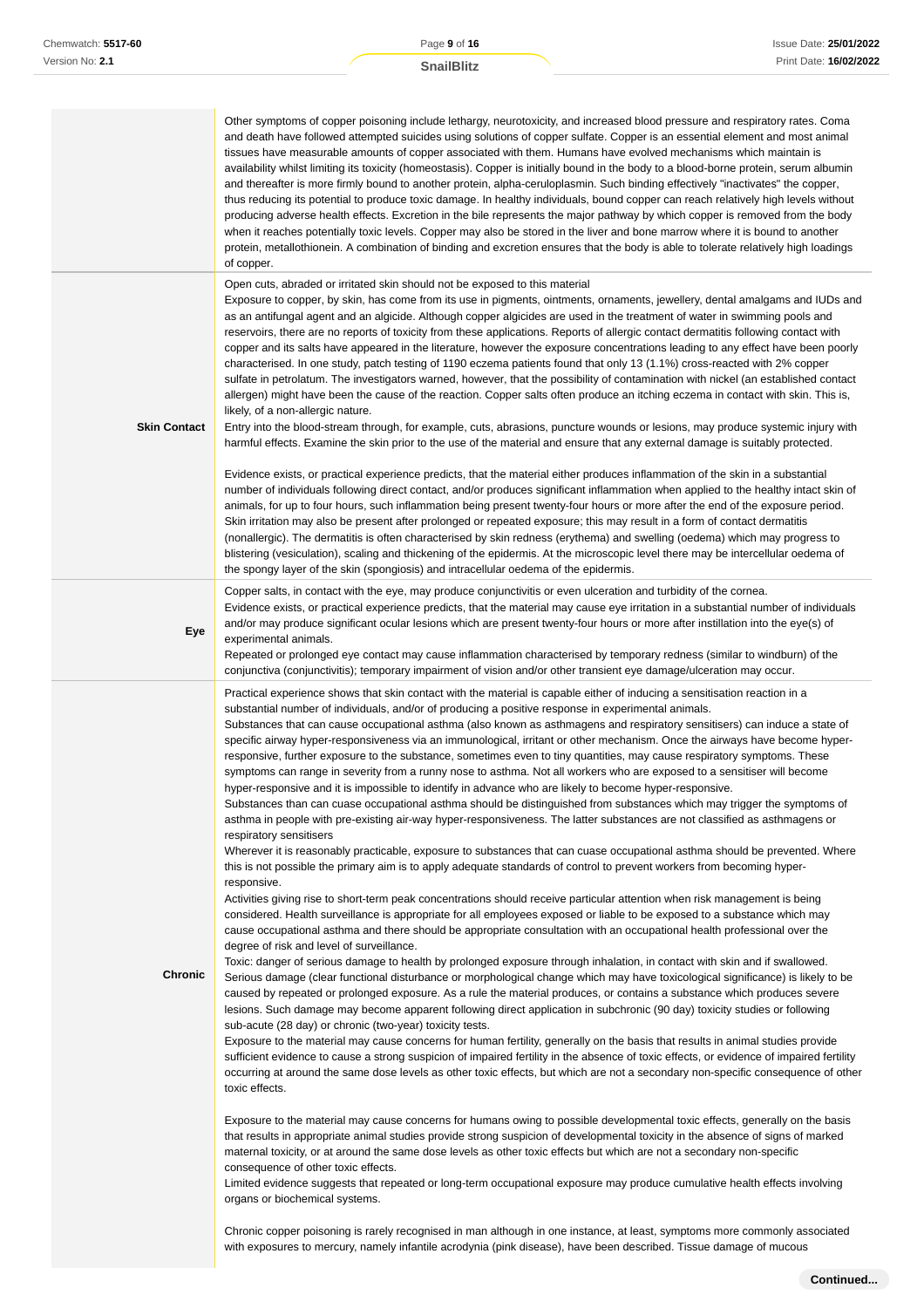| | |
|---|---|
| | Other symptoms of copper poisoning include lethargy, neurotoxicity, and increased blood pressure and respiratory rates. Coma and death have followed attempted suicides using solutions of copper sulfate. Copper is an essential element and most animal tissues have measurable amounts of copper associated with them. Humans have evolved mechanisms which maintain is availability whilst limiting its toxicity (homeostasis). Copper is initially bound in the body to a blood-borne protein, serum albumin and thereafter is more firmly bound to another protein, alpha-ceruloplasmin. Such binding effectively "inactivates" the copper, thus reducing its potential to produce toxic damage. In healthy individuals, bound copper can reach relatively high levels without producing adverse health effects. Excretion in the bile represents the major pathway by which copper is removed from the body when it reaches potentially toxic levels. Copper may also be stored in the liver and bone marrow where it is bound to another protein, metallothionein. A combination of binding and excretion ensures that the body is able to tolerate relatively high loadings of copper. |
| **Skin Contact** | Open cuts, abraded or irritated skin should not be exposed to this material<br>Exposure to copper, by skin, has come from its use in pigments, ointments, ornaments, jewellery, dental amalgams and IUDs and as an antifungal agent and an algicide. Although copper algicides are used in the treatment of water in swimming pools and reservoirs, there are no reports of toxicity from these applications. Reports of allergic contact dermatitis following contact with copper and its salts have appeared in the literature, however the exposure concentrations leading to any effect have been poorly characterised. In one study, patch testing of 1190 eczema patients found that only 13 (1.1%) cross-reacted with 2% copper sulfate in petrolatum. The investigators warned, however, that the possibility of contamination with nickel (an established contact allergen) might have been the cause of the reaction. Copper salts often produce an itching eczema in contact with skin. This is, likely, of a non-allergic nature.<br>Entry into the blood-stream through, for example, cuts, abrasions, puncture wounds or lesions, may produce systemic injury with harmful effects. Examine the skin prior to the use of the material and ensure that any external damage is suitably protected.<br><br>Evidence exists, or practical experience predicts, that the material either produces inflammation of the skin in a substantial number of individuals following direct contact, and/or produces significant inflammation when applied to the healthy intact skin of animals, for up to four hours, such inflammation being present twenty-four hours or more after the end of the exposure period. Skin irritation may also be present after prolonged or repeated exposure; this may result in a form of contact dermatitis (nonallergic). The dermatitis is often characterised by skin redness (erythema) and swelling (oedema) which may progress to blistering (vesiculation), scaling and thickening of the epidermis. At the microscopic level there may be intercellular oedema of the spongy layer of the skin (spongiosis) and intracellular oedema of the epidermis. |
| **Eye** | Copper salts, in contact with the eye, may produce conjunctivitis or even ulceration and turbidity of the cornea.<br>Evidence exists, or practical experience predicts, that the material may cause eye irritation in a substantial number of individuals and/or may produce significant ocular lesions which are present twenty-four hours or more after instillation into the eye(s) of experimental animals.<br>Repeated or prolonged eye contact may cause inflammation characterised by temporary redness (similar to windburn) of the conjunctiva (conjunctivitis); temporary impairment of vision and/or other transient eye damage/ulceration may occur. |
| **Chronic** | Practical experience shows that skin contact with the material is capable either of inducing a sensitisation reaction in a substantial number of individuals, and/or of producing a positive response in experimental animals.<br>Substances that can cause occupational asthma (also known as asthmagens and respiratory sensitisers) can induce a state of specific airway hyper-responsiveness via an immunological, irritant or other mechanism. Once the airways have become hyper-responsive, further exposure to the substance, sometimes even to tiny quantities, may cause respiratory symptoms. These symptoms can range in severity from a runny nose to asthma. Not all workers who are exposed to a sensitiser will become hyper-responsive and it is impossible to identify in advance who are likely to become hyper-responsive.<br>Substances than can cuase occupational asthma should be distinguished from substances which may trigger the symptoms of asthma in people with pre-existing air-way hyper-responsiveness. The latter substances are not classified as asthmagens or respiratory sensitisers<br>Wherever it is reasonably practicable, exposure to substances that can cuase occupational asthma should be prevented. Where this is not possible the primary aim is to apply adequate standards of control to prevent workers from becoming hyper-responsive.<br>Activities giving rise to short-term peak concentrations should receive particular attention when risk management is being considered. Health surveillance is appropriate for all employees exposed or liable to be exposed to a substance which may cause occupational asthma and there should be appropriate consultation with an occupational health professional over the degree of risk and level of surveillance.<br>Toxic: danger of serious damage to health by prolonged exposure through inhalation, in contact with skin and if swallowed.<br>Serious damage (clear functional disturbance or morphological change which may have toxicological significance) is likely to be caused by repeated or prolonged exposure. As a rule the material produces, or contains a substance which produces severe lesions. Such damage may become apparent following direct application in subchronic (90 day) toxicity studies or following sub-acute (28 day) or chronic (two-year) toxicity tests.<br>Exposure to the material may cause concerns for human fertility, generally on the basis that results in animal studies provide sufficient evidence to cause a strong suspicion of impaired fertility in the absence of toxic effects, or evidence of impaired fertility occurring at around the same dose levels as other toxic effects, but which are not a secondary non-specific consequence of other toxic effects.<br><br>Exposure to the material may cause concerns for humans owing to possible developmental toxic effects, generally on the basis that results in appropriate animal studies provide strong suspicion of developmental toxicity in the absence of signs of marked maternal toxicity, or at around the same dose levels as other toxic effects but which are not a secondary non-specific consequence of other toxic effects.<br>Limited evidence suggests that repeated or long-term occupational exposure may produce cumulative health effects involving organs or biochemical systems.<br><br>Chronic copper poisoning is rarely recognised in man although in one instance, at least, symptoms more commonly associated with exposures to mercury, namely infantile acrodynia (pink disease), have been described. Tissue damage of mucous |

**Continued...**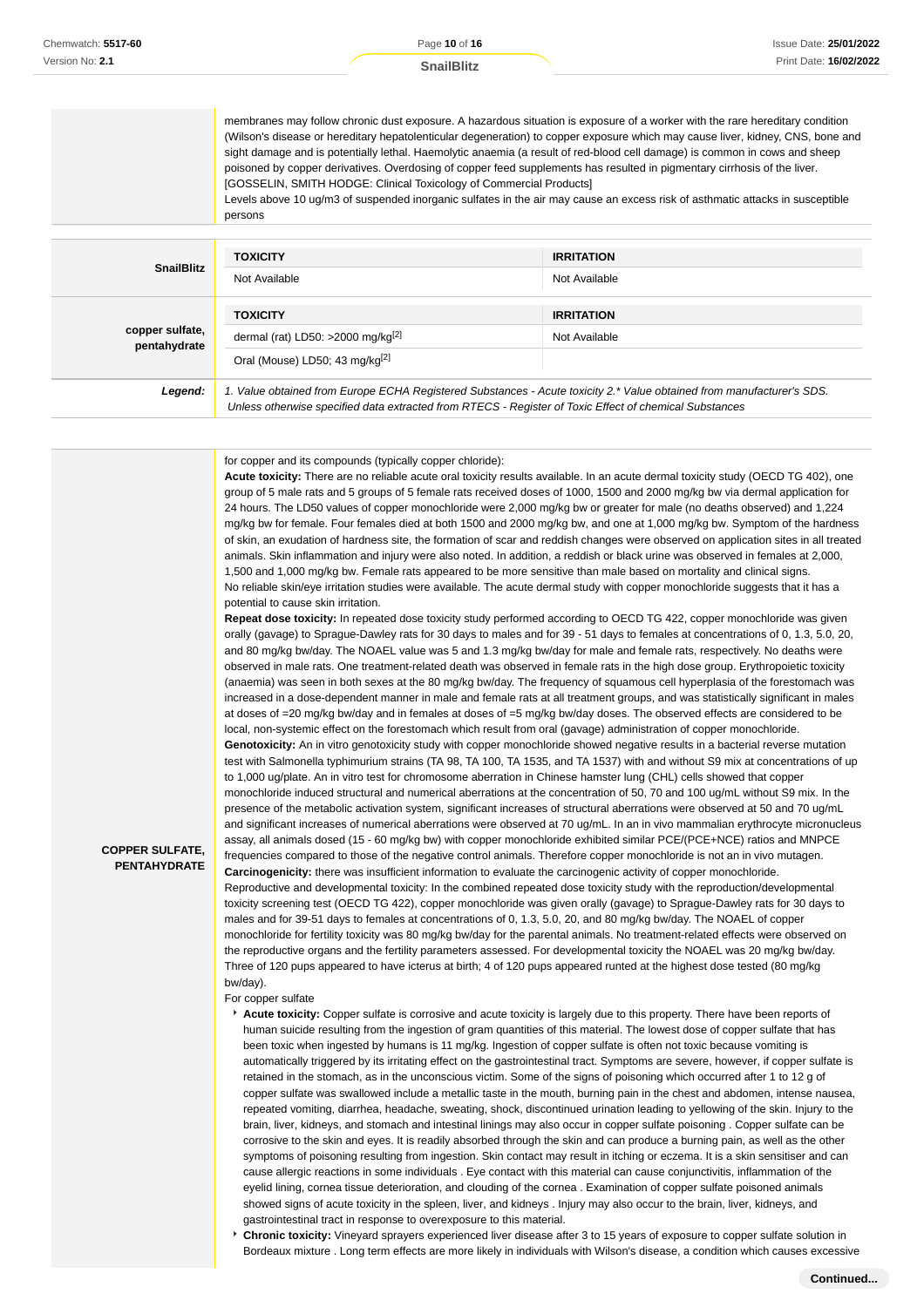membranes may follow chronic dust exposure. A hazardous situation is exposure of a worker with the rare hereditary condition (Wilson's disease or hereditary hepatolenticular degeneration) to copper exposure which may cause liver, kidney, CNS, bone and sight damage and is potentially lethal. Haemolytic anaemia (a result of red-blood cell damage) is common in cows and sheep poisoned by copper derivatives. Overdosing of copper feed supplements has resulted in pigmentary cirrhosis of the liver.
[GOSSELIN, SMITH HODGE: Clinical Toxicology of Commercial Products]
Levels above 10 ug/m3 of suspended inorganic sulfates in the air may cause an excess risk of asthmatic attacks in susceptible persons

| | TOXICITY | IRRITATION |
|---|---|---|
| **SnailBlitz** | Not Available | Not Available |
| **copper sulfate, pentahydrate** | **TOXICITY** | **IRRITATION** |
| | dermal (rat) LD50: >2000 mg/kg[2] | Not Available |
| | Oral (Mouse) LD50; 43 mg/kg[2] | |

***Legend:*** *1. Value obtained from Europe ECHA Registered Substances - Acute toxicity 2.* Value obtained from manufacturer's SDS. Unless otherwise specified data extracted from RTECS - Register of Toxic Effect of chemical Substances*

**COPPER SULFATE, PENTAHYDRATE**

for copper and its compounds (typically copper chloride):

**Acute toxicity:** There are no reliable acute oral toxicity results available. In an acute dermal toxicity study (OECD TG 402), one group of 5 male rats and 5 groups of 5 female rats received doses of 1000, 1500 and 2000 mg/kg bw via dermal application for 24 hours. The LD50 values of copper monochloride were 2,000 mg/kg bw or greater for male (no deaths observed) and 1,224 mg/kg bw for female. Four females died at both 1500 and 2000 mg/kg bw, and one at 1,000 mg/kg bw. Symptom of the hardness of skin, an exudation of hardness site, the formation of scar and reddish changes were observed on application sites in all treated animals. Skin inflammation and injury were also noted. In addition, a reddish or black urine was observed in females at 2,000, 1,500 and 1,000 mg/kg bw. Female rats appeared to be more sensitive than male based on mortality and clinical signs.
No reliable skin/eye irritation studies were available. The acute dermal study with copper monochloride suggests that it has a potential to cause skin irritation.

**Repeat dose toxicity:** In repeated dose toxicity study performed according to OECD TG 422, copper monochloride was given orally (gavage) to Sprague-Dawley rats for 30 days to males and for 39 - 51 days to females at concentrations of 0, 1.3, 5.0, 20, and 80 mg/kg bw/day. The NOAEL value was 5 and 1.3 mg/kg bw/day for male and female rats, respectively. No deaths were observed in male rats. One treatment-related death was observed in female rats in the high dose group. Erythropoietic toxicity (anaemia) was seen in both sexes at the 80 mg/kg bw/day. The frequency of squamous cell hyperplasia of the forestomach was increased in a dose-dependent manner in male and female rats at all treatment groups, and was statistically significant in males at doses of =20 mg/kg bw/day and in females at doses of =5 mg/kg bw/day doses. The observed effects are considered to be local, non-systemic effect on the forestomach which result from oral (gavage) administration of copper monochloride.

**Genotoxicity:** An in vitro genotoxicity study with copper monochloride showed negative results in a bacterial reverse mutation test with Salmonella typhimurium strains (TA 98, TA 100, TA 1535, and TA 1537) with and without S9 mix at concentrations of up to 1,000 ug/plate. An in vitro test for chromosome aberration in Chinese hamster lung (CHL) cells showed that copper monochloride induced structural and numerical aberrations at the concentration of 50, 70 and 100 ug/mL without S9 mix. In the presence of the metabolic activation system, significant increases of structural aberrations were observed at 50 and 70 ug/mL and significant increases of numerical aberrations were observed at 70 ug/mL. In an in vivo mammalian erythrocyte micronucleus assay, all animals dosed (15 - 60 mg/kg bw) with copper monochloride exhibited similar PCE/(PCE+NCE) ratios and MNPCE frequencies compared to those of the negative control animals. Therefore copper monochloride is not an in vivo mutagen.

**Carcinogenicity:** there was insufficient information to evaluate the carcinogenic activity of copper monochloride.
Reproductive and developmental toxicity: In the combined repeated dose toxicity study with the reproduction/developmental toxicity screening test (OECD TG 422), copper monochloride was given orally (gavage) to Sprague-Dawley rats for 30 days to males and for 39-51 days to females at concentrations of 0, 1.3, 5.0, 20, and 80 mg/kg bw/day. The NOAEL of copper monochloride for fertility toxicity was 80 mg/kg bw/day for the parental animals. No treatment-related effects were observed on the reproductive organs and the fertility parameters assessed. For developmental toxicity the NOAEL was 20 mg/kg bw/day. Three of 120 pups appeared to have icterus at birth; 4 of 120 pups appeared runted at the highest dose tested (80 mg/kg bw/day).

For copper sulfate

- **Acute toxicity:** Copper sulfate is corrosive and acute toxicity is largely due to this property. There have been reports of human suicide resulting from the ingestion of gram quantities of this material. The lowest dose of copper sulfate that has been toxic when ingested by humans is 11 mg/kg. Ingestion of copper sulfate is often not toxic because vomiting is automatically triggered by its irritating effect on the gastrointestinal tract. Symptoms are severe, however, if copper sulfate is retained in the stomach, as in the unconscious victim. Some of the signs of poisoning which occurred after 1 to 12 g of copper sulfate was swallowed include a metallic taste in the mouth, burning pain in the chest and abdomen, intense nausea, repeated vomiting, diarrhea, headache, sweating, shock, discontinued urination leading to yellowing of the skin. Injury to the brain, liver, kidneys, and stomach and intestinal linings may also occur in copper sulfate poisoning . Copper sulfate can be corrosive to the skin and eyes. It is readily absorbed through the skin and can produce a burning pain, as well as the other symptoms of poisoning resulting from ingestion. Skin contact may result in itching or eczema. It is a skin sensitiser and can cause allergic reactions in some individuals . Eye contact with this material can cause conjunctivitis, inflammation of the eyelid lining, cornea tissue deterioration, and clouding of the cornea . Examination of copper sulfate poisoned animals showed signs of acute toxicity in the spleen, liver, and kidneys . Injury may also occur to the brain, liver, kidneys, and gastrointestinal tract in response to overexposure to this material.
- **Chronic toxicity:** Vineyard sprayers experienced liver disease after 3 to 15 years of exposure to copper sulfate solution in Bordeaux mixture . Long term effects are more likely in individuals with Wilson's disease, a condition which causes excessive

**Continued...**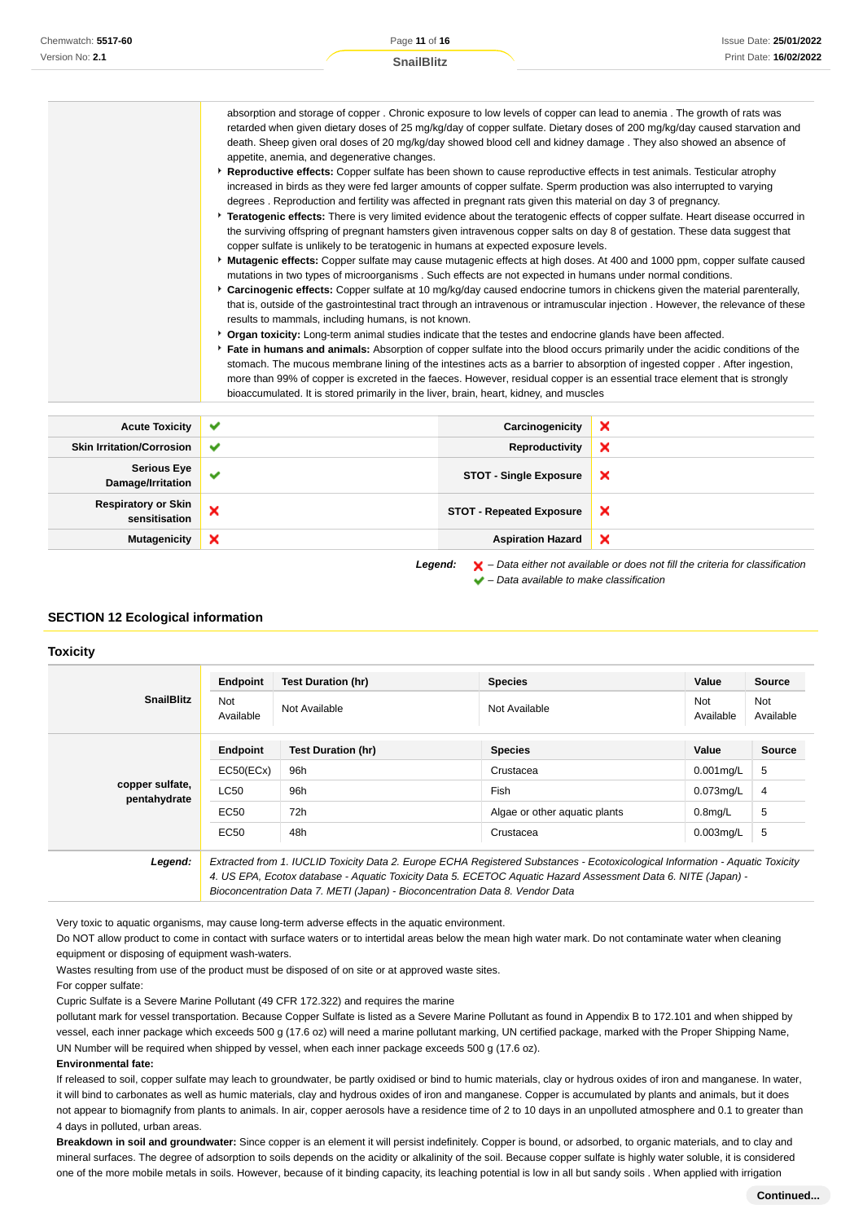| | |
|---|---|
| | absorption and storage of copper . Chronic exposure to low levels of copper can lead to anemia . The growth of rats was retarded when given dietary doses of 25 mg/kg/day of copper sulfate. Dietary doses of 200 mg/kg/day caused starvation and death. Sheep given oral doses of 20 mg/kg/day showed blood cell and kidney damage . They also showed an absence of appetite, anemia, and degenerative changes.<br>‣ **Reproductive effects:** Copper sulfate has been shown to cause reproductive effects in test animals. Testicular atrophy increased in birds as they were fed larger amounts of copper sulfate. Sperm production was also interrupted to varying degrees . Reproduction and fertility was affected in pregnant rats given this material on day 3 of pregnancy.<br>‣ **Teratogenic effects:** There is very limited evidence about the teratogenic effects of copper sulfate. Heart disease occurred in the surviving offspring of pregnant hamsters given intravenous copper salts on day 8 of gestation. These data suggest that copper sulfate is unlikely to be teratogenic in humans at expected exposure levels.<br>‣ **Mutagenic effects:** Copper sulfate may cause mutagenic effects at high doses. At 400 and 1000 ppm, copper sulfate caused mutations in two types of microorganisms . Such effects are not expected in humans under normal conditions.<br>‣ **Carcinogenic effects:** Copper sulfate at 10 mg/kg/day caused endocrine tumors in chickens given the material parenterally, that is, outside of the gastrointestinal tract through an intravenous or intramuscular injection . However, the relevance of these results to mammals, including humans, is not known.<br>‣ **Organ toxicity:** Long-term animal studies indicate that the testes and endocrine glands have been affected.<br>‣ **Fate in humans and animals:** Absorption of copper sulfate into the blood occurs primarily under the acidic conditions of the stomach. The mucous membrane lining of the intestines acts as a barrier to absorption of ingested copper . After ingestion, more than 99% of copper is excreted in the faeces. However, residual copper is an essential trace element that is strongly bioaccumulated. It is stored primarily in the liver, brain, heart, kidney, and muscles |

| | | | |
|---|---|---|---|
| **Acute Toxicity** | ✔ | **Carcinogenicity** | ✘ |
| **Skin Irritation/Corrosion** | ✔ | **Reproductivity** | ✘ |
| **Serious Eye Damage/Irritation** | ✔ | **STOT - Single Exposure** | ✘ |
| **Respiratory or Skin sensitisation** | ✘ | **STOT - Repeated Exposure** | ✘ |
| **Mutagenicity** | ✘ | **Aspiration Hazard** | ✘ |

***Legend:*** *✘ – Data either not available or does not fill the criteria for classification*
*✔ – Data available to make classification*

## SECTION 12 Ecological information

### Toxicity

| | Endpoint | Test Duration (hr) | Species | Value | Source |
|---|---|---|---|---|---|
| **SnailBlitz** | Not Available | Not Available | Not Available | Not Available | Not Available |
| **copper sulfate, pentahydrate** | **Endpoint** | **Test Duration (hr)** | **Species** | **Value** | **Source** |
| | EC50(ECx) | 96h | Crustacea | 0.001mg/L | 5 |
| | LC50 | 96h | Fish | 0.073mg/L | 4 |
| | EC50 | 72h | Algae or other aquatic plants | 0.8mg/L | 5 |
| | EC50 | 48h | Crustacea | 0.003mg/L | 5 |
| ***Legend:*** | *Extracted from 1. IUCLID Toxicity Data 2. Europe ECHA Registered Substances - Ecotoxicological Information - Aquatic Toxicity 4. US EPA, Ecotox database - Aquatic Toxicity Data 5. ECETOC Aquatic Hazard Assessment Data 6. NITE (Japan) - Bioconcentration Data 7. METI (Japan) - Bioconcentration Data 8. Vendor Data* | | | | |

Very toxic to aquatic organisms, may cause long-term adverse effects in the aquatic environment.
Do NOT allow product to come in contact with surface waters or to intertidal areas below the mean high water mark. Do not contaminate water when cleaning equipment or disposing of equipment wash-waters.
Wastes resulting from use of the product must be disposed of on site or at approved waste sites.
For copper sulfate:
Cupric Sulfate is a Severe Marine Pollutant (49 CFR 172.322) and requires the marine
pollutant mark for vessel transportation. Because Copper Sulfate is listed as a Severe Marine Pollutant as found in Appendix B to 172.101 and when shipped by vessel, each inner package which exceeds 500 g (17.6 oz) will need a marine pollutant marking, CFR certified package, marked with the Proper Shipping Name, UN Number will be required when shipped by vessel, when each inner package exceeds 500 g (17.6 oz).
**Environmental fate:**
If released to soil, copper sulfate may leach to groundwater, be partly oxidised or bind to humic materials, clay or hydrous oxides of iron and manganese. In water, it will bind to carbonates as well as humic materials, clay and hydrous oxides of iron and manganese. Copper is accumulated by plants and animals, but it does not appear to biomagnify from plants to animals. In air, copper aerosols have a residence time of 2 to 10 days in an unpolluted atmosphere and 0.1 to greater than 4 days in polluted, urban areas.
**Breakdown in soil and groundwater:** Since copper is an element it will persist indefinitely. Copper is bound, or adsorbed, to organic materials, and to clay and mineral surfaces. The degree of adsorption to soils depends on the acidity or alkalinity of the soil. Because copper sulfate is highly water soluble, it is considered one of the more mobile metals in soils. However, because of it binding capacity, its leaching potential is low in all but sandy soils . When applied with irrigation

**Continued...**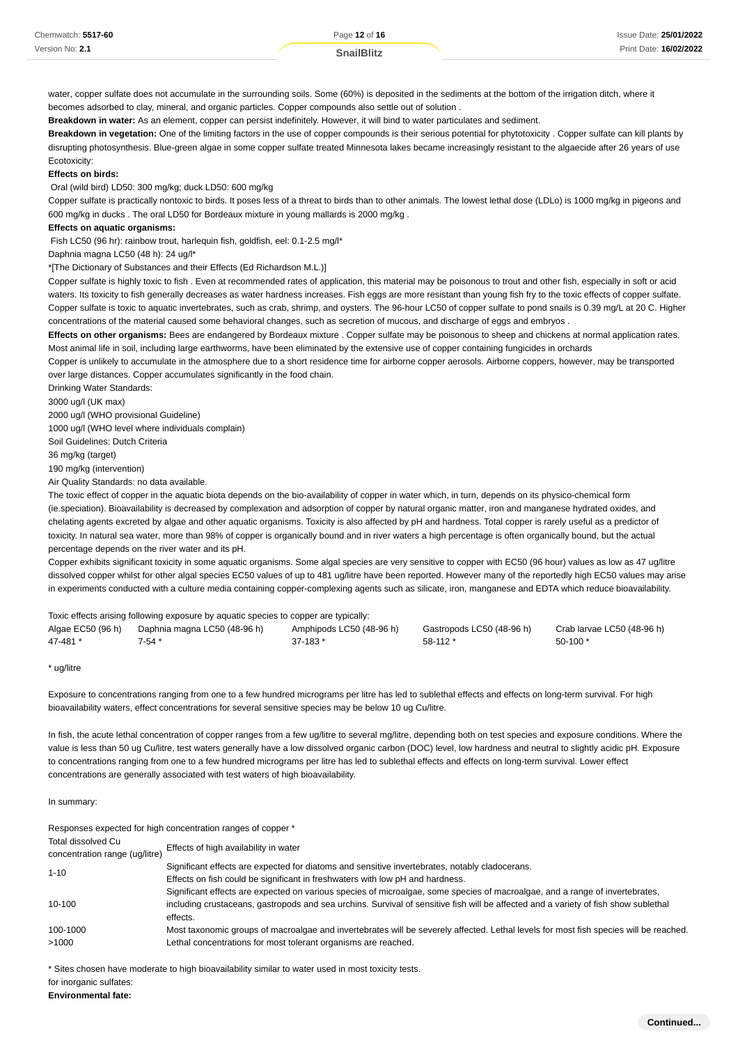water, copper sulfate does not accumulate in the surrounding soils. Some (60%) is deposited in the sediments at the bottom of the irrigation ditch, where it becomes adsorbed to clay, mineral, and organic particles. Copper compounds also settle out of solution .

**Breakdown in water:** As an element, copper can persist indefinitely. However, it will bind to water particulates and sediment.

**Breakdown in vegetation:** One of the limiting factors in the use of copper compounds is their serious potential for phytotoxicity . Copper sulfate can kill plants by disrupting photosynthesis. Blue-green algae in some copper sulfate treated Minnesota lakes became increasingly resistant to the algaecide after 26 years of use

Ecotoxicity:

**Effects on birds:**

Oral (wild bird) LD50: 300 mg/kg; duck LD50: 600 mg/kg

Copper sulfate is practically nontoxic to birds. It poses less of a threat to birds than to other animals. The lowest lethal dose (LDLo) is 1000 mg/kg in pigeons and 600 mg/kg in ducks . The oral LD50 for Bordeaux mixture in young mallards is 2000 mg/kg .

**Effects on aquatic organisms:**

Fish LC50 (96 hr): rainbow trout, harlequin fish, goldfish, eel: 0.1-2.5 mg/l*

Daphnia magna LC50 (48 h): 24 ug/l*

*[The Dictionary of Substances and their Effects (Ed Richardson M.L.)]

Copper sulfate is highly toxic to fish . Even at recommended rates of application, this material may be poisonous to trout and other fish, especially in soft or acid waters. Its toxicity to fish generally decreases as water hardness increases. Fish eggs are more resistant than young fish fry to the toxic effects of copper sulfate. Copper sulfate is toxic to aquatic invertebrates, such as crab, shrimp, and oysters. The 96-hour LC50 of copper sulfate to pond snails is 0.39 mg/L at 20 C. Higher concentrations of the material caused some behavioral changes, such as secretion of mucous, and discharge of eggs and embryos .

**Effects on other organisms:** Bees are endangered by Bordeaux mixture . Copper sulfate may be poisonous to sheep and chickens at normal application rates. Most animal life in soil, including large earthworms, have been eliminated by the extensive use of copper containing fungicides in orchards

Copper is unlikely to accumulate in the atmosphere due to a short residence time for airborne copper aerosols. Airborne coppers, however, may be transported over large distances. Copper accumulates significantly in the food chain.

Drinking Water Standards:

3000 ug/l (UK max)

2000 ug/l (WHO provisional Guideline)

1000 ug/l (WHO level where individuals complain)

Soil Guidelines: Dutch Criteria

36 mg/kg (target)

190 mg/kg (intervention)

Air Quality Standards: no data available.

The toxic effect of copper in the aquatic biota depends on the bio-availability of copper in water which, in turn, depends on its physico-chemical form (ie.speciation). Bioavailability is decreased by complexation and adsorption of copper by natural organic matter, iron and manganese hydrated oxides, and chelating agents excreted by algae and other aquatic organisms. Toxicity is also affected by pH and hardness. Total copper is rarely useful as a predictor of toxicity. In natural sea water, more than 98% of copper is organically bound and in river waters a high percentage is often organically bound, but the actual percentage depends on the river water and its pH.

Copper exhibits significant toxicity in some aquatic organisms. Some algal species are very sensitive to copper with EC50 (96 hour) values as low as 47 ug/litre dissolved copper whilst for other algal species EC50 values of up to 481 ug/litre have been reported. However many of the reportedly high EC50 values may arise in experiments conducted with a culture media containing copper-complexing agents such as silicate, iron, manganese and EDTA which reduce bioavailability.

Toxic effects arising following exposure by aquatic species to copper are typically:

| Algae EC50 (96 h) | Daphnia magna LC50 (48-96 h) | Amphipods LC50 (48-96 h) | Gastropods LC50 (48-96 h) | Crab larvae LC50 (48-96 h) |
|---|---|---|---|---|
| 47-481 * | 7-54 * | 37-183 * | 58-112 * | 50-100 * |

* ug/litre

Exposure to concentrations ranging from one to a few hundred micrograms per litre has led to sublethal effects and effects on long-term survival. For high bioavailability waters, effect concentrations for several sensitive species may be below 10 ug Cu/litre.

In fish, the acute lethal concentration of copper ranges from a few ug/litre to several mg/litre, depending both on test species and exposure conditions. Where the value is less than 50 ug Cu/litre, test waters generally have a low dissolved organic carbon (DOC) level, low hardness and neutral to slightly acidic pH. Exposure to concentrations ranging from one to a few hundred micrograms per litre has led to sublethal effects and effects on long-term survival. Lower effect concentrations are generally associated with test waters of high bioavailability.

In summary:

Responses expected for high concentration ranges of copper *

| Total dissolved Cu concentration range (ug/litre) | Effects of high availability in water |
|---|---|
| 1-10 | Significant effects are expected for diatoms and sensitive invertebrates, notably cladocerans. Effects on fish could be significant in freshwaters with low pH and hardness. |
| 10-100 | Significant effects are expected on various species of microalgae, some species of macroalgae, and a range of invertebrates, including crustaceans, gastropods and sea urchins. Survival of sensitive fish will be affected and a variety of fish show sublethal effects. |
| 100-1000 | Most taxonomic groups of macroalgae and invertebrates will be severely affected. Lethal levels for most fish species will be reached. |
| >1000 | Lethal concentrations for most tolerant organisms are reached. |

* Sites chosen have moderate to high bioavailability similar to water used in most toxicity tests.

for inorganic sulfates:

**Environmental fate:**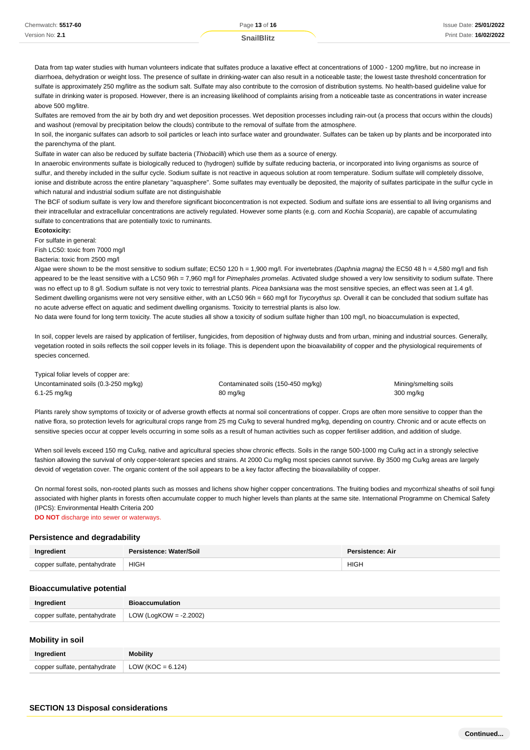Data from tap water studies with human volunteers indicate that sulfates produce a laxative effect at concentrations of 1000 - 1200 mg/litre, but no increase in diarrhoea, dehydration or weight loss. The presence of sulfate in drinking-water can also result in a noticeable taste; the lowest taste threshold concentration for sulfate is approximately 250 mg/litre as the sodium salt. Sulfate may also contribute to the corrosion of distribution systems. No health-based guideline value for sulfate in drinking water is proposed. However, there is an increasing likelihood of complaints arising from a noticeable taste as concentrations in water increase above 500 mg/litre.

Sulfates are removed from the air by both dry and wet deposition processes. Wet deposition processes including rain-out (a process that occurs within the clouds) and washout (removal by precipitation below the clouds) contribute to the removal of sulfate from the atmosphere.

In soil, the inorganic sulfates can adsorb to soil particles or leach into surface water and groundwater. Sulfates can be taken up by plants and be incorporated into the parenchyma of the plant.

Sulfate in water can also be reduced by sulfate bacteria (*Thiobacilli*) which use them as a source of energy.

In anaerobic environments sulfate is biologically reduced to (hydrogen) sulfide by sulfate reducing bacteria, or incorporated into living organisms as source of sulfur, and thereby included in the sulfur cycle. Sodium sulfate is not reactive in aqueous solution at room temperature. Sodium sulfate will completely dissolve, ionise and distribute across the entire planetary "aquasphere". Some sulfates may eventually be deposited, the majority of sulfates participate in the sulfur cycle in which natural and industrial sodium sulfate are not distinguishable

The BCF of sodium sulfate is very low and therefore significant bioconcentration is not expected. Sodium and sulfate ions are essential to all living organisms and their intracellular and extracellular concentrations are actively regulated. However some plants (e.g. corn and *Kochia Scoparia*), are capable of accumulating sulfate to concentrations that are potentially toxic to ruminants.

**Ecotoxicity:**

For sulfate in general:

Fish LC50: toxic from 7000 mg/l

Bacteria: toxic from 2500 mg/l

Algae were shown to be the most sensitive to sodium sulfate; EC50 120 h = 1,900 mg/l. For invertebrates *(Daphnia magna)* the EC50 48 h = 4,580 mg/l and fish appeared to be the least sensitive with a LC50 96h = 7,960 mg/l for *Pimephales promelas*. Activated sludge showed a very low sensitivity to sodium sulfate. There was no effect up to 8 g/l. Sodium sulfate is not very toxic to terrestrial plants. *Picea banksiana* was the most sensitive species, an effect was seen at 1.4 g/l. Sediment dwelling organisms were not very sensitive either, with an LC50 96h = 660 mg/l for *Trycorythus sp*. Overall it can be concluded that sodium sulfate has no acute adverse effect on aquatic and sediment dwelling organisms. Toxicity to terrestrial plants is also low.

No data were found for long term toxicity. The acute studies all show a toxicity of sodium sulfate higher than 100 mg/l, no bioaccumulation is expected,

In soil, copper levels are raised by application of fertiliser, fungicides, from deposition of highway dusts and from urban, mining and industrial sources. Generally, vegetation rooted in soils reflects the soil copper levels in its foliage. This is dependent upon the bioavailability of copper and the physiological requirements of species concerned.

Typical foliar levels of copper are:

| Uncontaminated soils (0.3-250 mg/kg) | Contaminated soils (150-450 mg/kg) | Mining/smelting soils |
|---|---|---|
| 6.1-25 mg/kg | 80 mg/kg | 300 mg/kg |

Plants rarely show symptoms of toxicity or of adverse growth effects at normal soil concentrations of copper. Crops are often more sensitive to copper than the native flora, so protection levels for agricultural crops range from 25 mg Cu/kg to several hundred mg/kg, depending on country. Chronic and or acute effects on sensitive species occur at copper levels occurring in some soils as a result of human activities such as copper fertiliser addition, and addition of sludge.

When soil levels exceed 150 mg Cu/kg, native and agricultural species show chronic effects. Soils in the range 500-1000 mg Cu/kg act in a strongly selective fashion allowing the survival of only copper-tolerant species and strains. At 2000 Cu mg/kg most species cannot survive. By 3500 mg Cu/kg areas are largely devoid of vegetation cover. The organic content of the soil appears to be a key factor affecting the bioavailability of copper.

On normal forest soils, non-rooted plants such as mosses and lichens show higher copper concentrations. The fruiting bodies and mycorrhizal sheaths of soil fungi associated with higher plants in forests often accumulate copper to much higher levels than plants at the same site. International Programme on Chemical Safety (IPCS): Environmental Health Criteria 200

**DO NOT** discharge into sewer or waterways.

### Persistence and degradability

| Ingredient | Persistence: Water/Soil | Persistence: Air |
|---|---|---|
| copper sulfate, pentahydrate | HIGH | HIGH |

### Bioaccumulative potential

| Ingredient | Bioaccumulation |
|---|---|
| copper sulfate, pentahydrate | LOW (LogKOW = -2.2002) |

### Mobility in soil

| Ingredient | Mobility |
|---|---|
| copper sulfate, pentahydrate | LOW (KOC = 6.124) |

## SECTION 13 Disposal considerations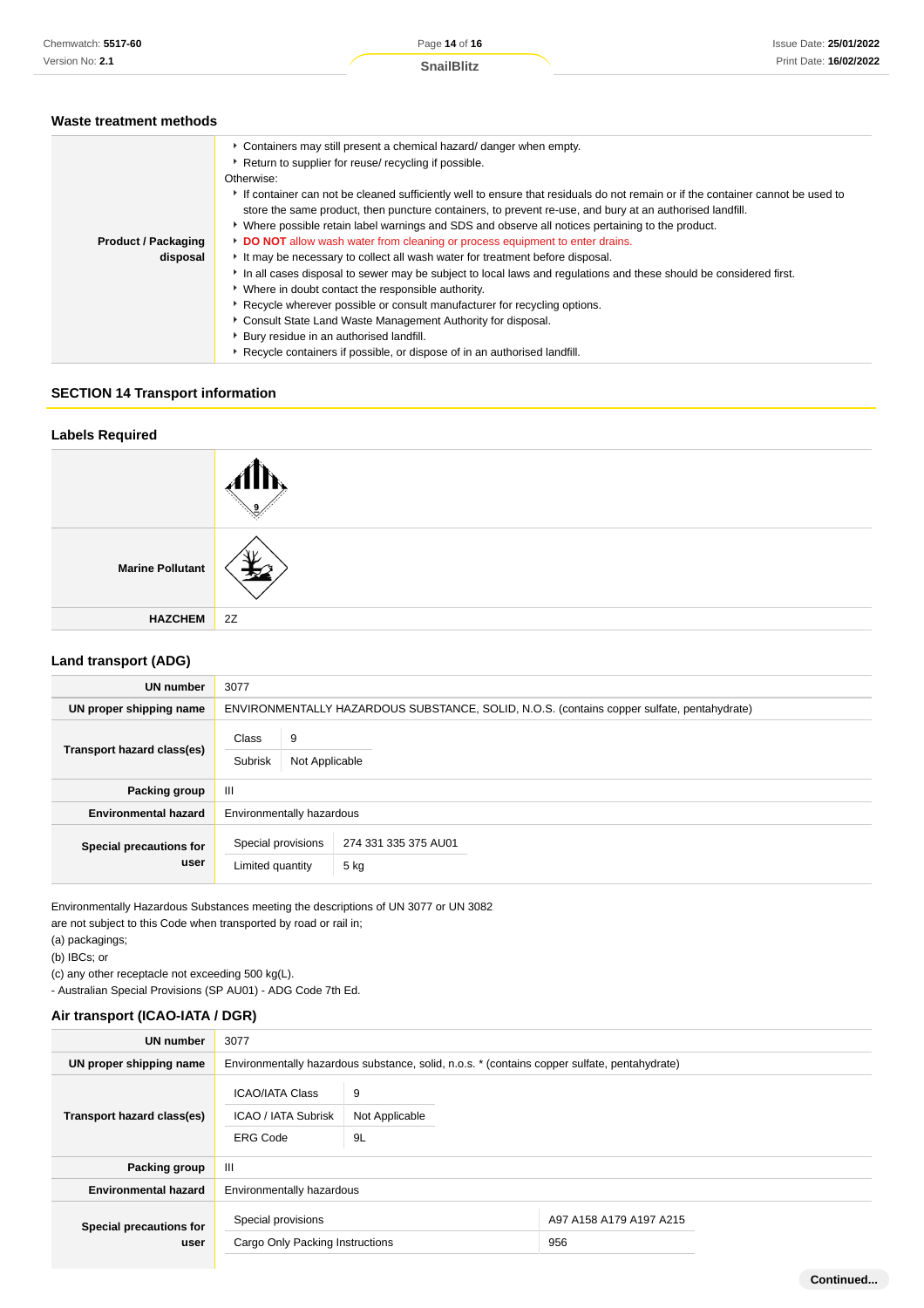### Waste treatment methods

| | |
|---|---|
| **Product / Packaging disposal** | - Containers may still present a chemical hazard/ danger when empty.<br>- Return to supplier for reuse/ recycling if possible.<br>Otherwise:<br>- If container can not be cleaned sufficiently well to ensure that residuals do not remain or if the container cannot be used to store the same product, then puncture containers, to prevent re-use, and bury at an authorised landfill.<br>- Where possible retain label warnings and SDS and observe all notices pertaining to the product.<br>- **DO NOT** allow wash water from cleaning or process equipment to enter drains.<br>- It may be necessary to collect all wash water for treatment before disposal.<br>- In all cases disposal to sewer may be subject to local laws and regulations and these should be considered first.<br>- Where in doubt contact the responsible authority.<br>- Recycle wherever possible or consult manufacturer for recycling options.<br>- Consult State Land Waste Management Authority for disposal.<br>- Bury residue in an authorised landfill.<br>- Recycle containers if possible, or dispose of in an authorised landfill. |

## SECTION 14 Transport information

### Labels Required

| | |
|---|---|
| | |
| **Marine Pollutant** | |
| **HAZCHEM** | 2Z |

### Land transport (ADG)

| | |
|---|---|
| **UN number** | 3077 |
| **UN proper shipping name** | ENVIRONMENTALLY HAZARDOUS SUBSTANCE, SOLID, N.O.S. (contains copper sulfate, pentahydrate) |
| **Transport hazard class(es)** | Class: 9<br>Subrisk: Not Applicable |
| **Packing group** | III |
| **Environmental hazard** | Environmentally hazardous |
| **Special precautions for user** | Special provisions: 274 331 335 375 AU01<br>Limited quantity: 5 kg |

Environmentally Hazardous Substances meeting the descriptions of UN 3077 or UN 3082
are not subject to this Code when transported by road or rail in;
(a) packagings;
(b) IBCs; or
(c) any other receptacle not exceeding 500 kg(L).
- Australian Special Provisions (SP AU01) - ADG Code 7th Ed.

### Air transport (ICAO-IATA / DGR)

| | |
|---|---|
| **UN number** | 3077 |
| **UN proper shipping name** | Environmentally hazardous substance, solid, n.o.s. * (contains copper sulfate, pentahydrate) |
| **Transport hazard class(es)** | ICAO/IATA Class: 9<br>ICAO / IATA Subrisk: Not Applicable<br>ERG Code: 9L |
| **Packing group** | III |
| **Environmental hazard** | Environmentally hazardous |
| **Special precautions for user** | Special provisions: A97 A158 A179 A197 A215<br>Cargo Only Packing Instructions: 956 |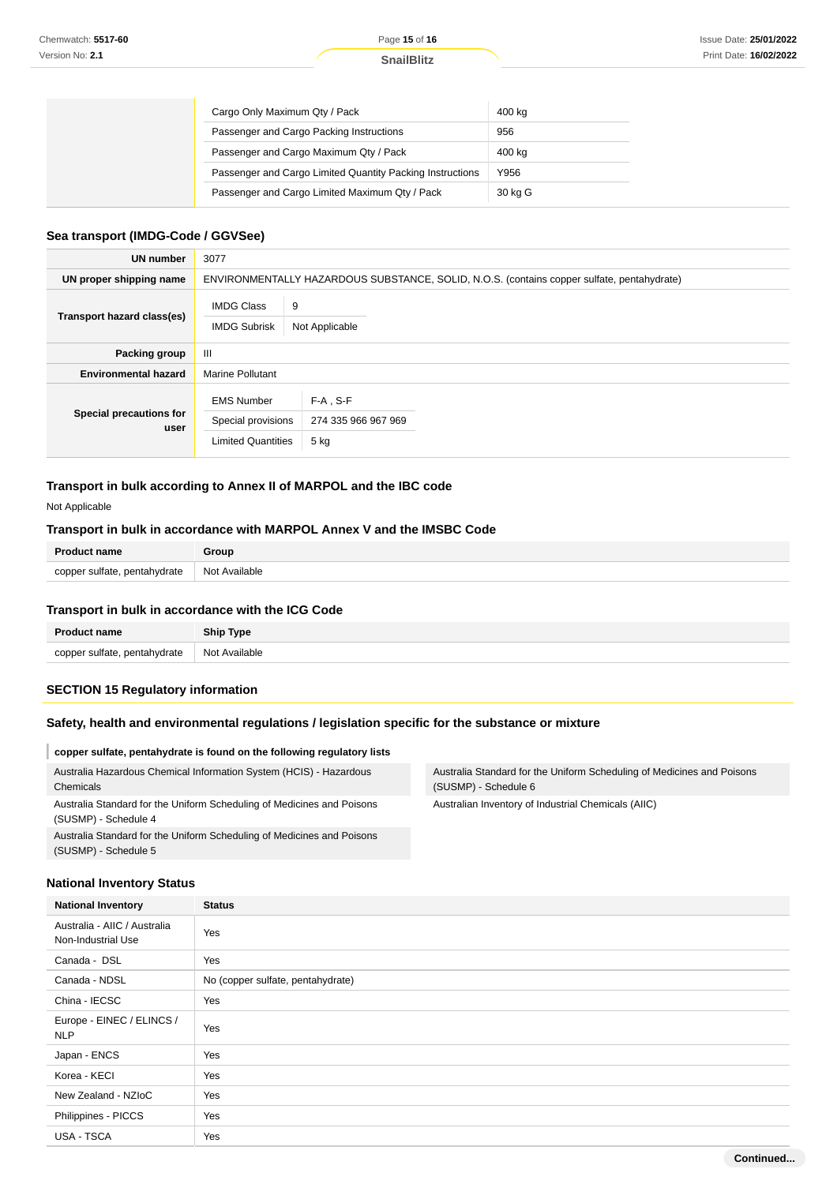| | | |
|---|---|---|
| | Cargo Only Maximum Qty / Pack | 400 kg |
| | Passenger and Cargo Packing Instructions | 956 |
| | Passenger and Cargo Maximum Qty / Pack | 400 kg |
| | Passenger and Cargo Limited Quantity Packing Instructions | Y956 |
| | Passenger and Cargo Limited Maximum Qty / Pack | 30 kg G |

### Sea transport (IMDG-Code / GGVSee)

| | |
|---|---|
| **UN number** | 3077 |
| **UN proper shipping name** | ENVIRONMENTALLY HAZARDOUS SUBSTANCE, SOLID, N.O.S. (contains copper sulfate, pentahydrate) |
| **Transport hazard class(es)** | IMDG Class: 9<br>IMDG Subrisk: Not Applicable |
| **Packing group** | III |
| **Environmental hazard** | Marine Pollutant |
| **Special precautions for user** | EMS Number: F-A , S-F<br>Special provisions: 274 335 966 967 969<br>Limited Quantities: 5 kg |

### Transport in bulk according to Annex II of MARPOL and the IBC code

Not Applicable

### Transport in bulk in accordance with MARPOL Annex V and the IMSBC Code

| Product name | Group |
|---|---|
| copper sulfate, pentahydrate | Not Available |

### Transport in bulk in accordance with the ICG Code

| Product name | Ship Type |
|---|---|
| copper sulfate, pentahydrate | Not Available |

## SECTION 15 Regulatory information

### Safety, health and environmental regulations / legislation specific for the substance or mixture

**copper sulfate, pentahydrate is found on the following regulatory lists**

- Australia Hazardous Chemical Information System (HCIS) - Hazardous Chemicals
- Australia Standard for the Uniform Scheduling of Medicines and Poisons (SUSMP) - Schedule 4
- Australia Standard for the Uniform Scheduling of Medicines and Poisons (SUSMP) - Schedule 5
- Australia Standard for the Uniform Scheduling of Medicines and Poisons (SUSMP) - Schedule 6
- Australian Inventory of Industrial Chemicals (AIIC)

### National Inventory Status

| National Inventory | Status |
|---|---|
| Australia - AIIC / Australia Non-Industrial Use | Yes |
| Canada - DSL | Yes |
| Canada - NDSL | No (copper sulfate, pentahydrate) |
| China - IECSC | Yes |
| Europe - EINEC / ELINCS / NLP | Yes |
| Japan - ENCS | Yes |
| Korea - KECI | Yes |
| New Zealand - NZIoC | Yes |
| Philippines - PICCS | Yes |
| USA - TSCA | Yes |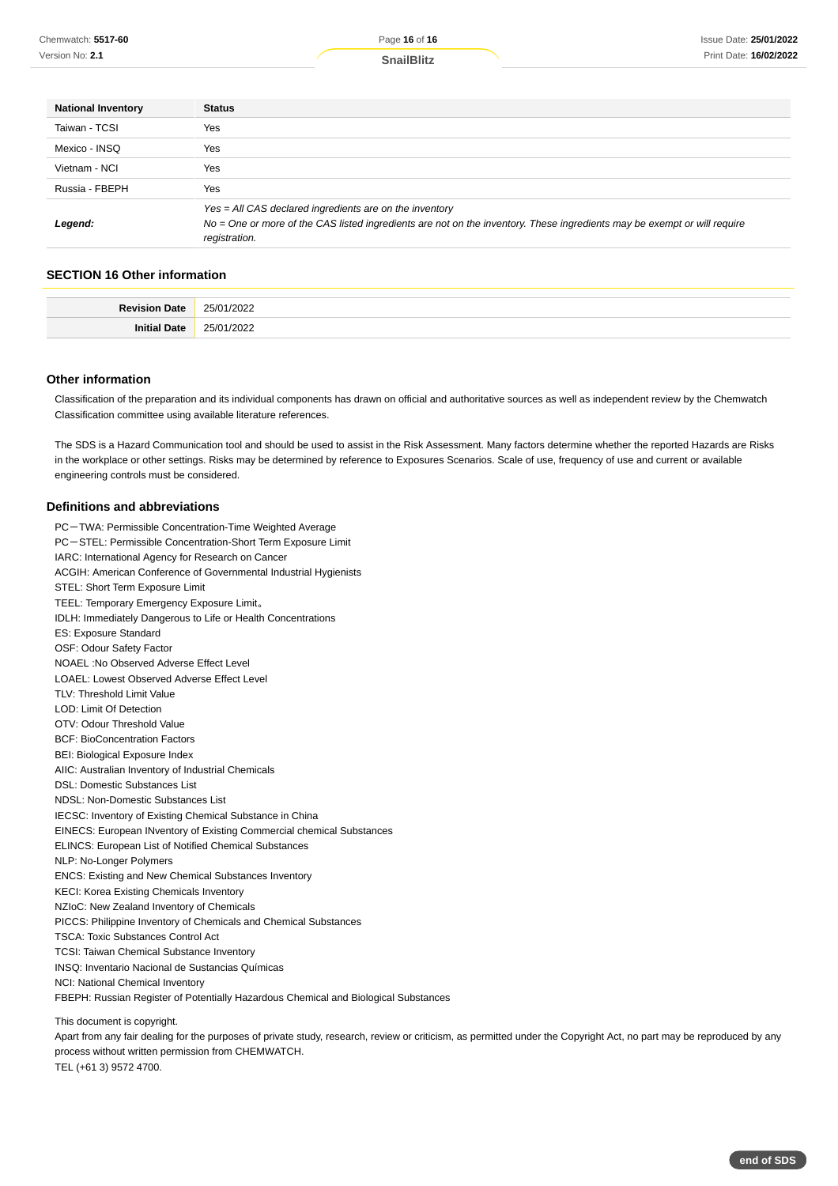| National Inventory | Status |
| --- | --- |
| Taiwan - TCSI | Yes |
| Mexico - INSQ | Yes |
| Vietnam - NCI | Yes |
| Russia - FBEPH | Yes |
| ***Legend:*** | *Yes = All CAS declared ingredients are on the inventory*<br>*No = One or more of the CAS listed ingredients are not on the inventory. These ingredients may be exempt or will require registration.* |

## SECTION 16 Other information

| | |
| --- | --- |
| **Revision Date** | 25/01/2022 |
| **Initial Date** | 25/01/2022 |

### Other information

Classification of the preparation and its individual components has drawn on official and authoritative sources as well as independent review by the Chemwatch Classification committee using available literature references.

The SDS is a Hazard Communication tool and should be used to assist in the Risk Assessment. Many factors determine whether the reported Hazards are Risks in the workplace or other settings. Risks may be determined by reference to Exposures Scenarios. Scale of use, frequency of use and current or available engineering controls must be considered.

### Definitions and abbreviations

PC－TWA: Permissible Concentration-Time Weighted Average
PC－STEL: Permissible Concentration-Short Term Exposure Limit
IARC: International Agency for Research on Cancer
ACGIH: American Conference of Governmental Industrial Hygienists
STEL: Short Term Exposure Limit
TEEL: Temporary Emergency Exposure Limit。
IDLH: Immediately Dangerous to Life or Health Concentrations
ES: Exposure Standard
OSF: Odour Safety Factor
NOAEL :No Observed Adverse Effect Level
LOAEL: Lowest Observed Adverse Effect Level
TLV: Threshold Limit Value
LOD: Limit Of Detection
OTV: Odour Threshold Value
BCF: BioConcentration Factors
BEI: Biological Exposure Index
AIIC: Australian Inventory of Industrial Chemicals
DSL: Domestic Substances List
NDSL: Non-Domestic Substances List
IECSC: Inventory of Existing Chemical Substance in China
EINECS: European INventory of Existing Commercial chemical Substances
ELINCS: European List of Notified Chemical Substances
NLP: No-Longer Polymers
ENCS: Existing and New Chemical Substances Inventory
KECI: Korea Existing Chemicals Inventory
NZIoC: New Zealand Inventory of Chemicals
PICCS: Philippine Inventory of Chemicals and Chemical Substances
TSCA: Toxic Substances Control Act
TCSI: Taiwan Chemical Substance Inventory
INSQ: Inventario Nacional de Sustancias Químicas
NCI: National Chemical Inventory
FBEPH: Russian Register of Potentially Hazardous Chemical and Biological Substances

This document is copyright.
Apart from any fair dealing for the purposes of private study, research, review or criticism, as permitted under the Copyright Act, no part may be reproduced by any process without written permission from CHEMWATCH.
TEL (+61 3) 9572 4700.

end of SDS